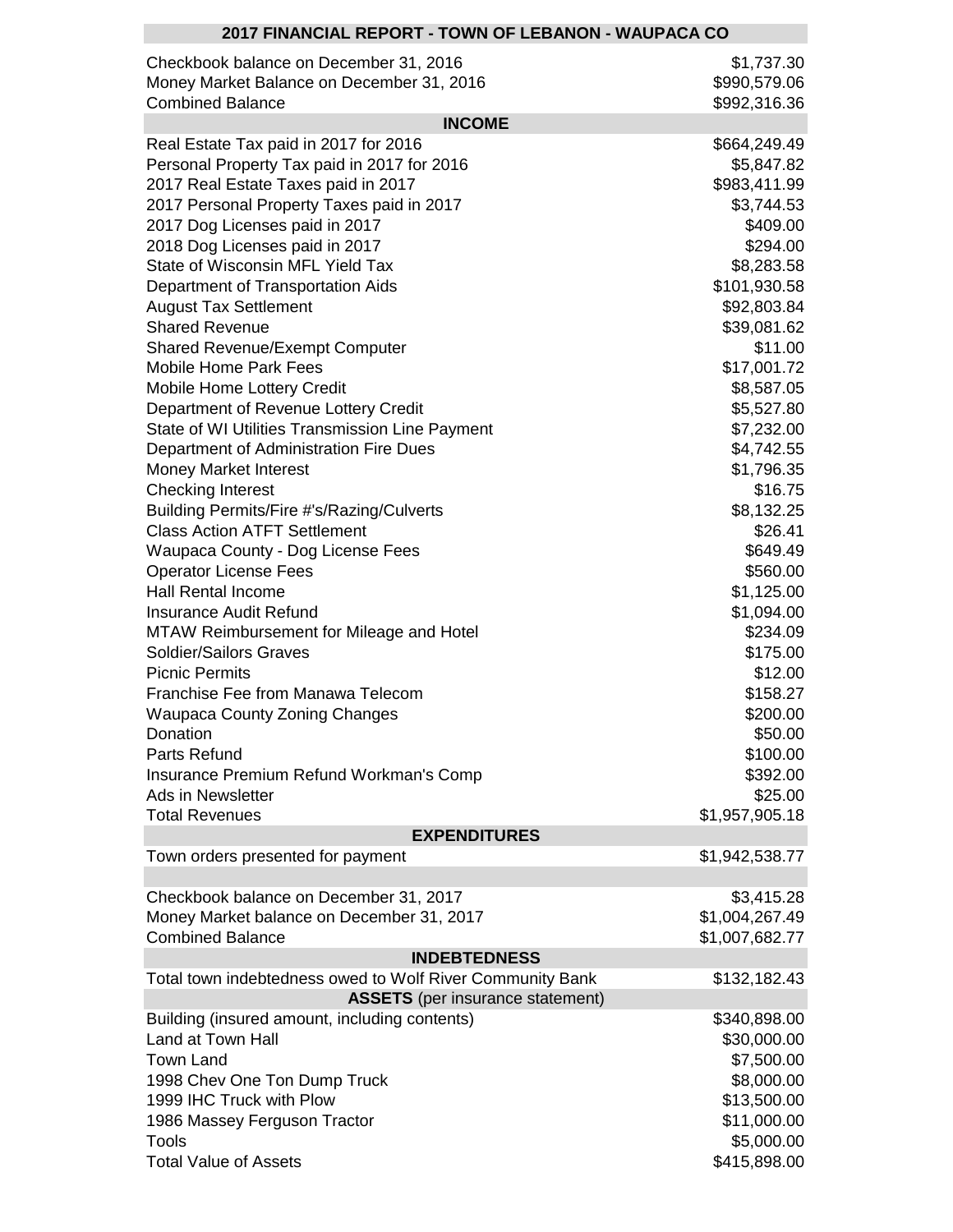# 2017 FINANCIAL REPORT - TOWN OF LEBANON - WAUPACA CO

| | |
|---|---|
| Checkbook balance on December 31, 2016 | $1,737.30 |
| Money Market Balance on December 31, 2016 | $990,579.06 |
| Combined Balance | $992,316.36 |

## INCOME

| | |
|---|---|
| Real Estate Tax paid in 2017 for 2016 | $664,249.49 |
| Personal Property Tax paid in 2017 for 2016 | $5,847.82 |
| 2017 Real Estate Taxes paid in 2017 | $983,411.99 |
| 2017 Personal Property Taxes paid in 2017 | $3,744.53 |
| 2017 Dog Licenses paid in 2017 | $409.00 |
| 2018 Dog Licenses paid in 2017 | $294.00 |
| State of Wisconsin MFL Yield Tax | $8,283.58 |
| Department of Transportation Aids | $101,930.58 |
| August Tax Settlement | $92,803.84 |
| Shared Revenue | $39,081.62 |
| Shared Revenue/Exempt Computer | $11.00 |
| Mobile Home Park Fees | $17,001.72 |
| Mobile Home Lottery Credit | $8,587.05 |
| Department of Revenue Lottery Credit | $5,527.80 |
| State of WI Utilities Transmission Line Payment | $7,232.00 |
| Department of Administration Fire Dues | $4,742.55 |
| Money Market Interest | $1,796.35 |
| Checking Interest | $16.75 |
| Building Permits/Fire #'s/Razing/Culverts | $8,132.25 |
| Class Action ATFT Settlement | $26.41 |
| Waupaca County - Dog License Fees | $649.49 |
| Operator License Fees | $560.00 |
| Hall Rental Income | $1,125.00 |
| Insurance Audit Refund | $1,094.00 |
| MTAW Reimbursement for Mileage and Hotel | $234.09 |
| Soldier/Sailors Graves | $175.00 |
| Picnic Permits | $12.00 |
| Franchise Fee from Manawa Telecom | $158.27 |
| Waupaca County Zoning Changes | $200.00 |
| Donation | $50.00 |
| Parts Refund | $100.00 |
| Insurance Premium Refund Workman's Comp | $392.00 |
| Ads in Newsletter | $25.00 |
| Total Revenues | $1,957,905.18 |

## EXPENDITURES

| | |
|---|---|
| Town orders presented for payment | $1,942,538.77 |

| | |
|---|---|
| Checkbook balance on December 31, 2017 | $3,415.28 |
| Money Market balance on December 31, 2017 | $1,004,267.49 |
| Combined Balance | $1,007,682.77 |

## INDEBTEDNESS

| | |
|---|---|
| Total town indebtedness owed to Wolf River Community Bank | $132,182.43 |

## ASSETS (per insurance statement)

| | |
|---|---|
| Building (insured amount, including contents) | $340,898.00 |
| Land at Town Hall | $30,000.00 |
| Town Land | $7,500.00 |
| 1998 Chev One Ton Dump Truck | $8,000.00 |
| 1999 IHC Truck with Plow | $13,500.00 |
| 1986 Massey Ferguson Tractor | $11,000.00 |
| Tools | $5,000.00 |
| Total Value of Assets | $415,898.00 |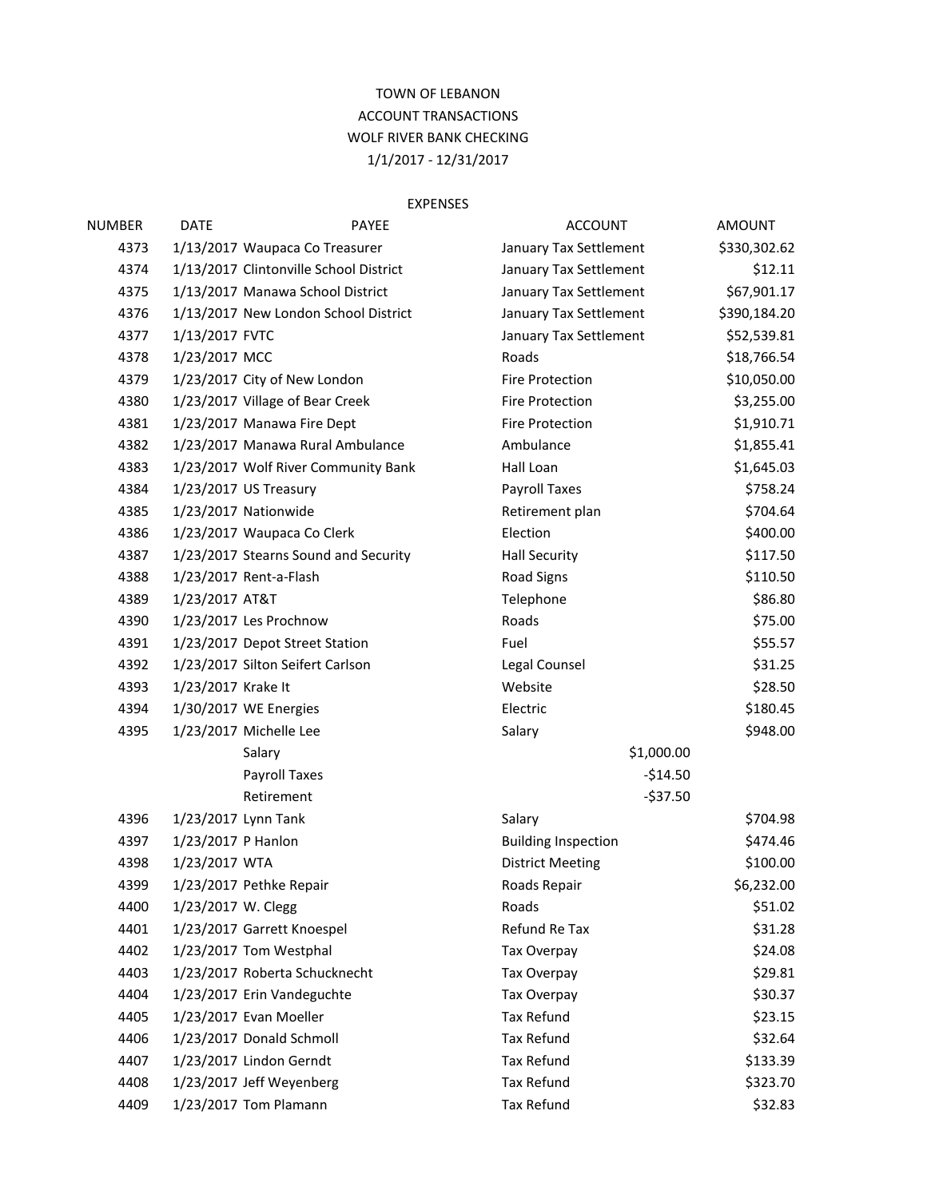TOWN OF LEBANON
ACCOUNT TRANSACTIONS
WOLF RIVER BANK CHECKING
1/1/2017 - 12/31/2017

EXPENSES

| NUMBER | DATE | PAYEE | ACCOUNT | | AMOUNT |
|---|---|---|---|---|---|
| 4373 | 1/13/2017 | Waupaca Co Treasurer | January Tax Settlement | | $330,302.62 |
| 4374 | 1/13/2017 | Clintonville School District | January Tax Settlement | | $12.11 |
| 4375 | 1/13/2017 | Manawa School District | January Tax Settlement | | $67,901.17 |
| 4376 | 1/13/2017 | New London School District | January Tax Settlement | | $390,184.20 |
| 4377 | 1/13/2017 | FVTC | January Tax Settlement | | $52,539.81 |
| 4378 | 1/23/2017 | MCC | Roads | | $18,766.54 |
| 4379 | 1/23/2017 | City of New London | Fire Protection | | $10,050.00 |
| 4380 | 1/23/2017 | Village of Bear Creek | Fire Protection | | $3,255.00 |
| 4381 | 1/23/2017 | Manawa Fire Dept | Fire Protection | | $1,910.71 |
| 4382 | 1/23/2017 | Manawa Rural Ambulance | Ambulance | | $1,855.41 |
| 4383 | 1/23/2017 | Wolf River Community Bank | Hall Loan | | $1,645.03 |
| 4384 | 1/23/2017 | US Treasury | Payroll Taxes | | $758.24 |
| 4385 | 1/23/2017 | Nationwide | Retirement plan | | $704.64 |
| 4386 | 1/23/2017 | Waupaca Co Clerk | Election | | $400.00 |
| 4387 | 1/23/2017 | Stearns Sound and Security | Hall Security | | $117.50 |
| 4388 | 1/23/2017 | Rent-a-Flash | Road Signs | | $110.50 |
| 4389 | 1/23/2017 | AT&T | Telephone | | $86.80 |
| 4390 | 1/23/2017 | Les Prochnow | Roads | | $75.00 |
| 4391 | 1/23/2017 | Depot Street Station | Fuel | | $55.57 |
| 4392 | 1/23/2017 | Silton Seifert Carlson | Legal Counsel | | $31.25 |
| 4393 | 1/23/2017 | Krake It | Website | | $28.50 |
| 4394 | 1/30/2017 | WE Energies | Electric | | $180.45 |
| 4395 | 1/23/2017 | Michelle Lee | Salary | | $948.00 |
| | | Salary | | $1,000.00 | |
| | | Payroll Taxes | | -$14.50 | |
| | | Retirement | | -$37.50 | |
| 4396 | 1/23/2017 | Lynn Tank | Salary | | $704.98 |
| 4397 | 1/23/2017 | P Hanlon | Building Inspection | | $474.46 |
| 4398 | 1/23/2017 | WTA | District Meeting | | $100.00 |
| 4399 | 1/23/2017 | Pethke Repair | Roads Repair | | $6,232.00 |
| 4400 | 1/23/2017 | W. Clegg | Roads | | $51.02 |
| 4401 | 1/23/2017 | Garrett Knoespel | Refund Re Tax | | $31.28 |
| 4402 | 1/23/2017 | Tom Westphal | Tax Overpay | | $24.08 |
| 4403 | 1/23/2017 | Roberta Schucknecht | Tax Overpay | | $29.81 |
| 4404 | 1/23/2017 | Erin Vandeguchte | Tax Overpay | | $30.37 |
| 4405 | 1/23/2017 | Evan Moeller | Tax Refund | | $23.15 |
| 4406 | 1/23/2017 | Donald Schmoll | Tax Refund | | $32.64 |
| 4407 | 1/23/2017 | Lindon Gerndt | Tax Refund | | $133.39 |
| 4408 | 1/23/2017 | Jeff Weyenberg | Tax Refund | | $323.70 |
| 4409 | 1/23/2017 | Tom Plamann | Tax Refund | | $32.83 |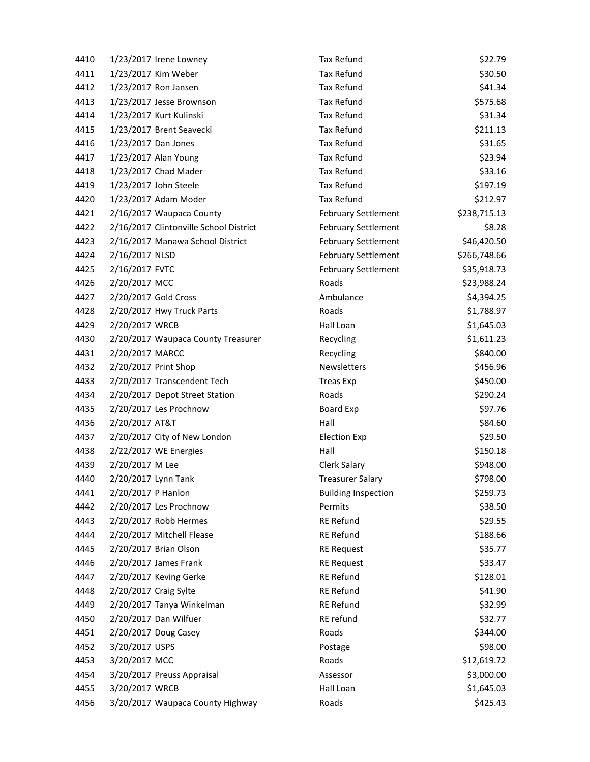| | | | | |
|---|---|---|---|---|
| 4410 | 1/23/2017 | Irene Lowney | Tax Refund | $22.79 |
| 4411 | 1/23/2017 | Kim Weber | Tax Refund | $30.50 |
| 4412 | 1/23/2017 | Ron Jansen | Tax Refund | $41.34 |
| 4413 | 1/23/2017 | Jesse Brownson | Tax Refund | $575.68 |
| 4414 | 1/23/2017 | Kurt Kulinski | Tax Refund | $31.34 |
| 4415 | 1/23/2017 | Brent Seavecki | Tax Refund | $211.13 |
| 4416 | 1/23/2017 | Dan Jones | Tax Refund | $31.65 |
| 4417 | 1/23/2017 | Alan Young | Tax Refund | $23.94 |
| 4418 | 1/23/2017 | Chad Mader | Tax Refund | $33.16 |
| 4419 | 1/23/2017 | John Steele | Tax Refund | $197.19 |
| 4420 | 1/23/2017 | Adam Moder | Tax Refund | $212.97 |
| 4421 | 2/16/2017 | Waupaca County | February Settlement | $238,715.13 |
| 4422 | 2/16/2017 | Clintonville School District | February Settlement | $8.28 |
| 4423 | 2/16/2017 | Manawa School District | February Settlement | $46,420.50 |
| 4424 | 2/16/2017 | NLSD | February Settlement | $266,748.66 |
| 4425 | 2/16/2017 | FVTC | February Settlement | $35,918.73 |
| 4426 | 2/20/2017 | MCC | Roads | $23,988.24 |
| 4427 | 2/20/2017 | Gold Cross | Ambulance | $4,394.25 |
| 4428 | 2/20/2017 | Hwy Truck Parts | Roads | $1,788.97 |
| 4429 | 2/20/2017 | WRCB | Hall Loan | $1,645.03 |
| 4430 | 2/20/2017 | Waupaca County Treasurer | Recycling | $1,611.23 |
| 4431 | 2/20/2017 | MARCC | Recycling | $840.00 |
| 4432 | 2/20/2017 | Print Shop | Newsletters | $456.96 |
| 4433 | 2/20/2017 | Transcendent Tech | Treas Exp | $450.00 |
| 4434 | 2/20/2017 | Depot Street Station | Roads | $290.24 |
| 4435 | 2/20/2017 | Les Prochnow | Board Exp | $97.76 |
| 4436 | 2/20/2017 | AT&T | Hall | $84.60 |
| 4437 | 2/20/2017 | City of New London | Election Exp | $29.50 |
| 4438 | 2/22/2017 | WE Energies | Hall | $150.18 |
| 4439 | 2/20/2017 | M Lee | Clerk Salary | $948.00 |
| 4440 | 2/20/2017 | Lynn Tank | Treasurer Salary | $798.00 |
| 4441 | 2/20/2017 | P Hanlon | Building Inspection | $259.73 |
| 4442 | 2/20/2017 | Les Prochnow | Permits | $38.50 |
| 4443 | 2/20/2017 | Robb Hermes | RE Refund | $29.55 |
| 4444 | 2/20/2017 | Mitchell Flease | RE Refund | $188.66 |
| 4445 | 2/20/2017 | Brian Olson | RE Request | $35.77 |
| 4446 | 2/20/2017 | James Frank | RE Request | $33.47 |
| 4447 | 2/20/2017 | Keving Gerke | RE Refund | $128.01 |
| 4448 | 2/20/2017 | Craig Sylte | RE Refund | $41.90 |
| 4449 | 2/20/2017 | Tanya Winkelman | RE Refund | $32.99 |
| 4450 | 2/20/2017 | Dan Wilfuer | RE refund | $32.77 |
| 4451 | 2/20/2017 | Doug Casey | Roads | $344.00 |
| 4452 | 3/20/2017 | USPS | Postage | $98.00 |
| 4453 | 3/20/2017 | MCC | Roads | $12,619.72 |
| 4454 | 3/20/2017 | Preuss Appraisal | Assessor | $3,000.00 |
| 4455 | 3/20/2017 | WRCB | Hall Loan | $1,645.03 |
| 4456 | 3/20/2017 | Waupaca County Highway | Roads | $425.43 |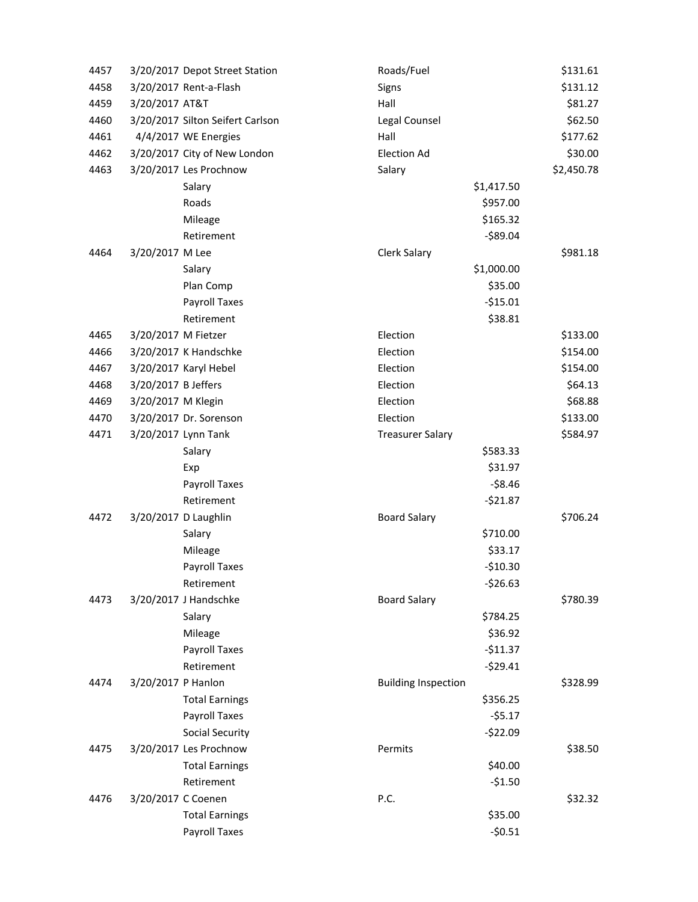| | | | | | |
|---|---|---|---|---|---|
| 4457 | 3/20/2017 | Depot Street Station | Roads/Fuel | | $131.61 |
| 4458 | 3/20/2017 | Rent-a-Flash | Signs | | $131.12 |
| 4459 | 3/20/2017 | AT&T | Hall | | $81.27 |
| 4460 | 3/20/2017 | Silton Seifert Carlson | Legal Counsel | | $62.50 |
| 4461 | 4/4/2017 | WE Energies | Hall | | $177.62 |
| 4462 | 3/20/2017 | City of New London | Election Ad | | $30.00 |
| 4463 | 3/20/2017 | Les Prochnow | Salary | | $2,450.78 |
| | | Salary | | $1,417.50 | |
| | | Roads | | $957.00 | |
| | | Mileage | | $165.32 | |
| | | Retirement | | -$89.04 | |
| 4464 | 3/20/2017 | M Lee | Clerk Salary | | $981.18 |
| | | Salary | | $1,000.00 | |
| | | Plan Comp | | $35.00 | |
| | | Payroll Taxes | | -$15.01 | |
| | | Retirement | | $38.81 | |
| 4465 | 3/20/2017 | M Fietzer | Election | | $133.00 |
| 4466 | 3/20/2017 | K Handschke | Election | | $154.00 |
| 4467 | 3/20/2017 | Karyl Hebel | Election | | $154.00 |
| 4468 | 3/20/2017 | B Jeffers | Election | | $64.13 |
| 4469 | 3/20/2017 | M Klegin | Election | | $68.88 |
| 4470 | 3/20/2017 | Dr. Sorenson | Election | | $133.00 |
| 4471 | 3/20/2017 | Lynn Tank | Treasurer Salary | | $584.97 |
| | | Salary | | $583.33 | |
| | | Exp | | $31.97 | |
| | | Payroll Taxes | | -$8.46 | |
| | | Retirement | | -$21.87 | |
| 4472 | 3/20/2017 | D Laughlin | Board Salary | | $706.24 |
| | | Salary | | $710.00 | |
| | | Mileage | | $33.17 | |
| | | Payroll Taxes | | -$10.30 | |
| | | Retirement | | -$26.63 | |
| 4473 | 3/20/2017 | J Handschke | Board Salary | | $780.39 |
| | | Salary | | $784.25 | |
| | | Mileage | | $36.92 | |
| | | Payroll Taxes | | -$11.37 | |
| | | Retirement | | -$29.41 | |
| 4474 | 3/20/2017 | P Hanlon | Building Inspection | | $328.99 |
| | | Total Earnings | | $356.25 | |
| | | Payroll Taxes | | -$5.17 | |
| | | Social Security | | -$22.09 | |
| 4475 | 3/20/2017 | Les Prochnow | Permits | | $38.50 |
| | | Total Earnings | | $40.00 | |
| | | Retirement | | -$1.50 | |
| 4476 | 3/20/2017 | C Coenen | P.C. | | $32.32 |
| | | Total Earnings | | $35.00 | |
| | | Payroll Taxes | | -$0.51 | |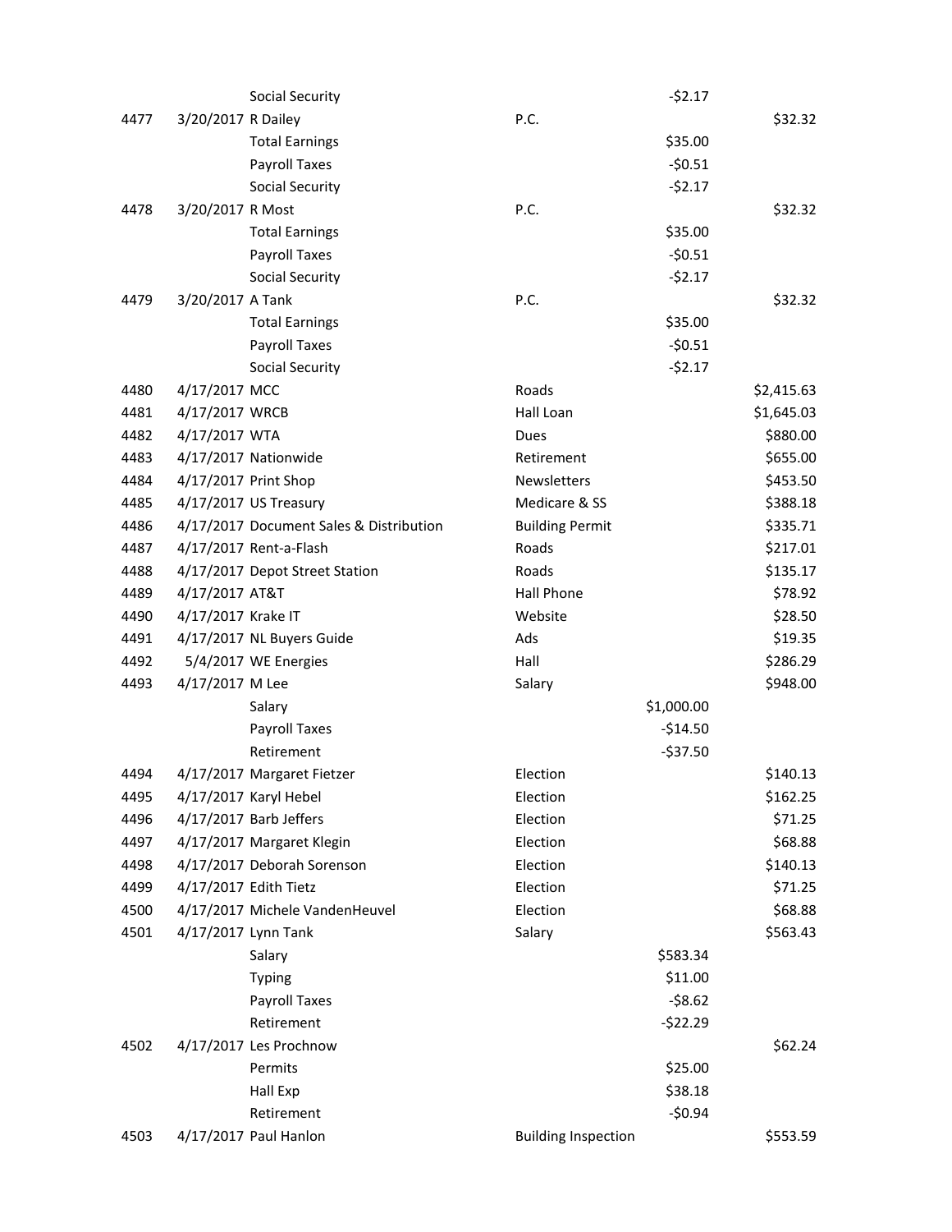| | | | | | |
|---|---|---|---|---|---|
| | | Social Security | | -$2.17 | |
| 4477 | 3/20/2017 | R Dailey | P.C. | | $32.32 |
| | | Total Earnings | | $35.00 | |
| | | Payroll Taxes | | -$0.51 | |
| | | Social Security | | -$2.17 | |
| 4478 | 3/20/2017 | R Most | P.C. | | $32.32 |
| | | Total Earnings | | $35.00 | |
| | | Payroll Taxes | | -$0.51 | |
| | | Social Security | | -$2.17 | |
| 4479 | 3/20/2017 | A Tank | P.C. | | $32.32 |
| | | Total Earnings | | $35.00 | |
| | | Payroll Taxes | | -$0.51 | |
| | | Social Security | | -$2.17 | |
| 4480 | 4/17/2017 | MCC | Roads | | $2,415.63 |
| 4481 | 4/17/2017 | WRCB | Hall Loan | | $1,645.03 |
| 4482 | 4/17/2017 | WTA | Dues | | $880.00 |
| 4483 | 4/17/2017 | Nationwide | Retirement | | $655.00 |
| 4484 | 4/17/2017 | Print Shop | Newsletters | | $453.50 |
| 4485 | 4/17/2017 | US Treasury | Medicare & SS | | $388.18 |
| 4486 | 4/17/2017 | Document Sales & Distribution | Building Permit | | $335.71 |
| 4487 | 4/17/2017 | Rent-a-Flash | Roads | | $217.01 |
| 4488 | 4/17/2017 | Depot Street Station | Roads | | $135.17 |
| 4489 | 4/17/2017 | AT&T | Hall Phone | | $78.92 |
| 4490 | 4/17/2017 | Krake IT | Website | | $28.50 |
| 4491 | 4/17/2017 | NL Buyers Guide | Ads | | $19.35 |
| 4492 | 5/4/2017 | WE Energies | Hall | | $286.29 |
| 4493 | 4/17/2017 | M Lee | Salary | | $948.00 |
| | | Salary | | $1,000.00 | |
| | | Payroll Taxes | | -$14.50 | |
| | | Retirement | | -$37.50 | |
| 4494 | 4/17/2017 | Margaret Fietzer | Election | | $140.13 |
| 4495 | 4/17/2017 | Karyl Hebel | Election | | $162.25 |
| 4496 | 4/17/2017 | Barb Jeffers | Election | | $71.25 |
| 4497 | 4/17/2017 | Margaret Klegin | Election | | $68.88 |
| 4498 | 4/17/2017 | Deborah Sorenson | Election | | $140.13 |
| 4499 | 4/17/2017 | Edith Tietz | Election | | $71.25 |
| 4500 | 4/17/2017 | Michele VandenHeuvel | Election | | $68.88 |
| 4501 | 4/17/2017 | Lynn Tank | Salary | | $563.43 |
| | | Salary | | $583.34 | |
| | | Typing | | $11.00 | |
| | | Payroll Taxes | | -$8.62 | |
| | | Retirement | | -$22.29 | |
| 4502 | 4/17/2017 | Les Prochnow | | | $62.24 |
| | | Permits | | $25.00 | |
| | | Hall Exp | | $38.18 | |
| | | Retirement | | -$0.94 | |
| 4503 | 4/17/2017 | Paul Hanlon | Building Inspection | | $553.59 |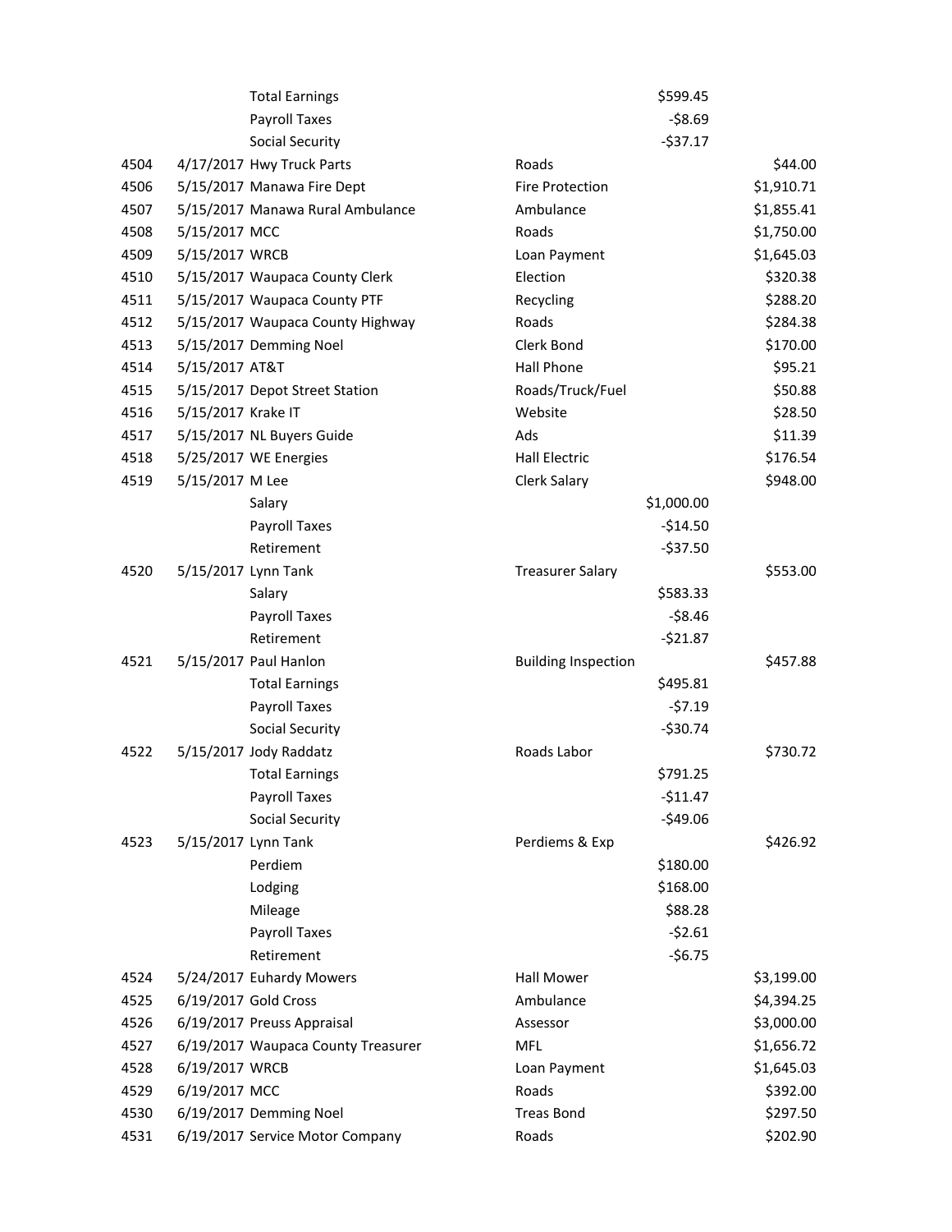| | | | | | |
|---|---|---|---|---|---|
| | | Total Earnings | | $599.45 | |
| | | Payroll Taxes | | -$8.69 | |
| | | Social Security | | -$37.17 | |
| 4504 | 4/17/2017 | Hwy Truck Parts | Roads | | $44.00 |
| 4506 | 5/15/2017 | Manawa Fire Dept | Fire Protection | | $1,910.71 |
| 4507 | 5/15/2017 | Manawa Rural Ambulance | Ambulance | | $1,855.41 |
| 4508 | 5/15/2017 | MCC | Roads | | $1,750.00 |
| 4509 | 5/15/2017 | WRCB | Loan Payment | | $1,645.03 |
| 4510 | 5/15/2017 | Waupaca County Clerk | Election | | $320.38 |
| 4511 | 5/15/2017 | Waupaca County PTF | Recycling | | $288.20 |
| 4512 | 5/15/2017 | Waupaca County Highway | Roads | | $284.38 |
| 4513 | 5/15/2017 | Demming Noel | Clerk Bond | | $170.00 |
| 4514 | 5/15/2017 | AT&T | Hall Phone | | $95.21 |
| 4515 | 5/15/2017 | Depot Street Station | Roads/Truck/Fuel | | $50.88 |
| 4516 | 5/15/2017 | Krake IT | Website | | $28.50 |
| 4517 | 5/15/2017 | NL Buyers Guide | Ads | | $11.39 |
| 4518 | 5/25/2017 | WE Energies | Hall Electric | | $176.54 |
| 4519 | 5/15/2017 | M Lee | Clerk Salary | | $948.00 |
| | | Salary | | $1,000.00 | |
| | | Payroll Taxes | | -$14.50 | |
| | | Retirement | | -$37.50 | |
| 4520 | 5/15/2017 | Lynn Tank | Treasurer Salary | | $553.00 |
| | | Salary | | $583.33 | |
| | | Payroll Taxes | | -$8.46 | |
| | | Retirement | | -$21.87 | |
| 4521 | 5/15/2017 | Paul Hanlon | Building Inspection | | $457.88 |
| | | Total Earnings | | $495.81 | |
| | | Payroll Taxes | | -$7.19 | |
| | | Social Security | | -$30.74 | |
| 4522 | 5/15/2017 | Jody Raddatz | Roads Labor | | $730.72 |
| | | Total Earnings | | $791.25 | |
| | | Payroll Taxes | | -$11.47 | |
| | | Social Security | | -$49.06 | |
| 4523 | 5/15/2017 | Lynn Tank | Perdiems & Exp | | $426.92 |
| | | Perdiem | | $180.00 | |
| | | Lodging | | $168.00 | |
| | | Mileage | | $88.28 | |
| | | Payroll Taxes | | -$2.61 | |
| | | Retirement | | -$6.75 | |
| 4524 | 5/24/2017 | Euhardy Mowers | Hall Mower | | $3,199.00 |
| 4525 | 6/19/2017 | Gold Cross | Ambulance | | $4,394.25 |
| 4526 | 6/19/2017 | Preuss Appraisal | Assessor | | $3,000.00 |
| 4527 | 6/19/2017 | Waupaca County Treasurer | MFL | | $1,656.72 |
| 4528 | 6/19/2017 | WRCB | Loan Payment | | $1,645.03 |
| 4529 | 6/19/2017 | MCC | Roads | | $392.00 |
| 4530 | 6/19/2017 | Demming Noel | Treas Bond | | $297.50 |
| 4531 | 6/19/2017 | Service Motor Company | Roads | | $202.90 |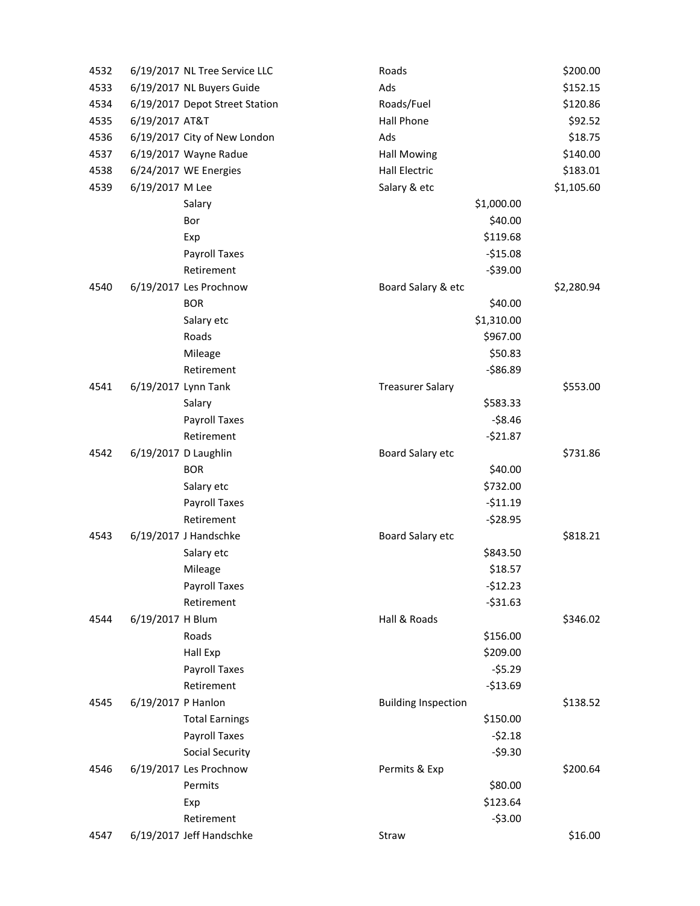| | | | | | |
|---|---|---|---|---|---|
| 4532 | 6/19/2017 | NL Tree Service LLC | Roads | | $200.00 |
| 4533 | 6/19/2017 | NL Buyers Guide | Ads | | $152.15 |
| 4534 | 6/19/2017 | Depot Street Station | Roads/Fuel | | $120.86 |
| 4535 | 6/19/2017 | AT&T | Hall Phone | | $92.52 |
| 4536 | 6/19/2017 | City of New London | Ads | | $18.75 |
| 4537 | 6/19/2017 | Wayne Radue | Hall Mowing | | $140.00 |
| 4538 | 6/24/2017 | WE Energies | Hall Electric | | $183.01 |
| 4539 | 6/19/2017 | M Lee | Salary & etc | | $1,105.60 |
| | | Salary | | $1,000.00 | |
| | | Bor | | $40.00 | |
| | | Exp | | $119.68 | |
| | | Payroll Taxes | | -$15.08 | |
| | | Retirement | | -$39.00 | |
| 4540 | 6/19/2017 | Les Prochnow | Board Salary & etc | | $2,280.94 |
| | | BOR | | $40.00 | |
| | | Salary etc | | $1,310.00 | |
| | | Roads | | $967.00 | |
| | | Mileage | | $50.83 | |
| | | Retirement | | -$86.89 | |
| 4541 | 6/19/2017 | Lynn Tank | Treasurer Salary | | $553.00 |
| | | Salary | | $583.33 | |
| | | Payroll Taxes | | -$8.46 | |
| | | Retirement | | -$21.87 | |
| 4542 | 6/19/2017 | D Laughlin | Board Salary etc | | $731.86 |
| | | BOR | | $40.00 | |
| | | Salary etc | | $732.00 | |
| | | Payroll Taxes | | -$11.19 | |
| | | Retirement | | -$28.95 | |
| 4543 | 6/19/2017 | J Handschke | Board Salary etc | | $818.21 |
| | | Salary etc | | $843.50 | |
| | | Mileage | | $18.57 | |
| | | Payroll Taxes | | -$12.23 | |
| | | Retirement | | -$31.63 | |
| 4544 | 6/19/2017 | H Blum | Hall & Roads | | $346.02 |
| | | Roads | | $156.00 | |
| | | Hall Exp | | $209.00 | |
| | | Payroll Taxes | | -$5.29 | |
| | | Retirement | | -$13.69 | |
| 4545 | 6/19/2017 | P Hanlon | Building Inspection | | $138.52 |
| | | Total Earnings | | $150.00 | |
| | | Payroll Taxes | | -$2.18 | |
| | | Social Security | | -$9.30 | |
| 4546 | 6/19/2017 | Les Prochnow | Permits & Exp | | $200.64 |
| | | Permits | | $80.00 | |
| | | Exp | | $123.64 | |
| | | Retirement | | -$3.00 | |
| 4547 | 6/19/2017 | Jeff Handschke | Straw | | $16.00 |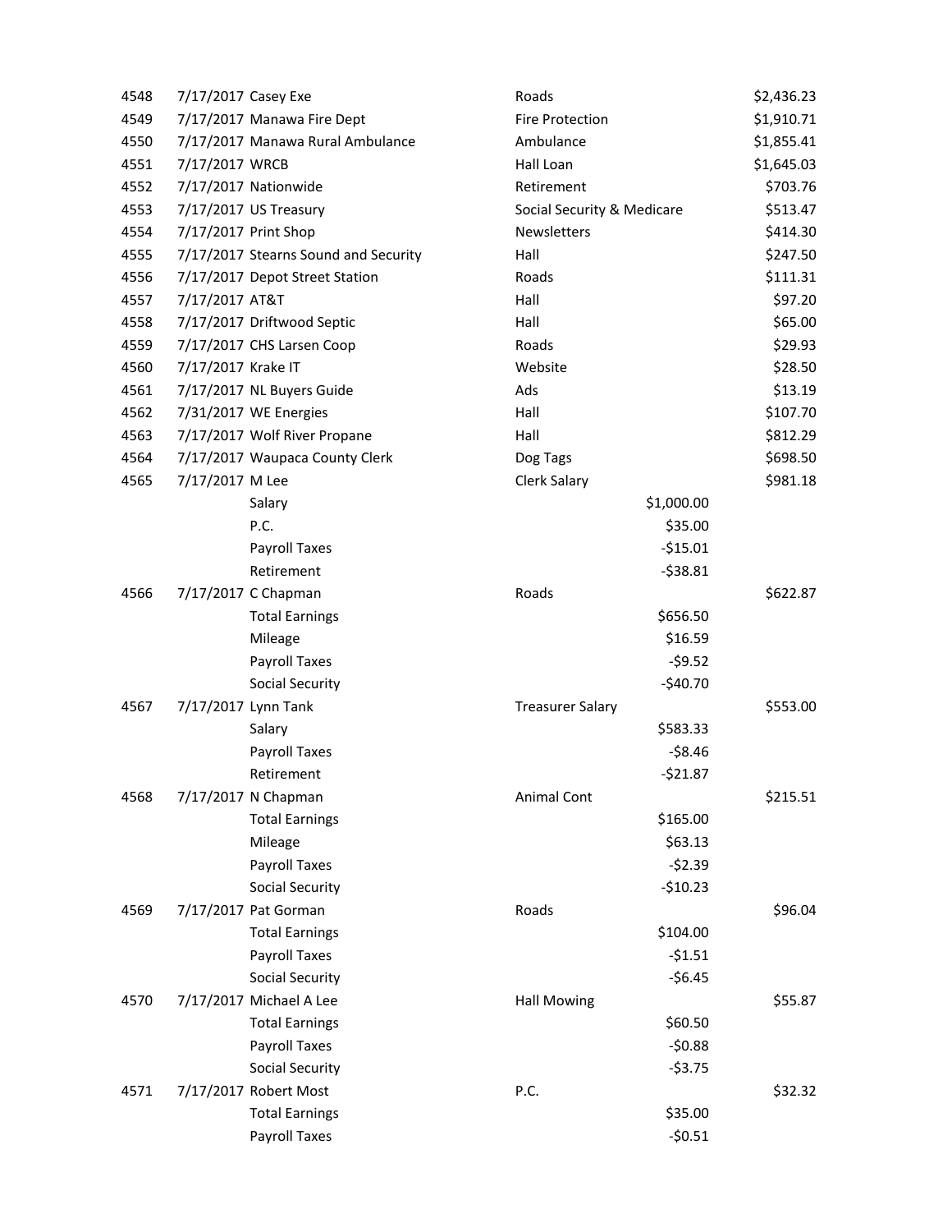| | | | | | |
|---|---|---|---|---|---|
| 4548 | 7/17/2017 | Casey Exe | Roads | | $2,436.23 |
| 4549 | 7/17/2017 | Manawa Fire Dept | Fire Protection | | $1,910.71 |
| 4550 | 7/17/2017 | Manawa Rural Ambulance | Ambulance | | $1,855.41 |
| 4551 | 7/17/2017 | WRCB | Hall Loan | | $1,645.03 |
| 4552 | 7/17/2017 | Nationwide | Retirement | | $703.76 |
| 4553 | 7/17/2017 | US Treasury | Social Security & Medicare | | $513.47 |
| 4554 | 7/17/2017 | Print Shop | Newsletters | | $414.30 |
| 4555 | 7/17/2017 | Stearns Sound and Security | Hall | | $247.50 |
| 4556 | 7/17/2017 | Depot Street Station | Roads | | $111.31 |
| 4557 | 7/17/2017 | AT&T | Hall | | $97.20 |
| 4558 | 7/17/2017 | Driftwood Septic | Hall | | $65.00 |
| 4559 | 7/17/2017 | CHS Larsen Coop | Roads | | $29.93 |
| 4560 | 7/17/2017 | Krake IT | Website | | $28.50 |
| 4561 | 7/17/2017 | NL Buyers Guide | Ads | | $13.19 |
| 4562 | 7/31/2017 | WE Energies | Hall | | $107.70 |
| 4563 | 7/17/2017 | Wolf River Propane | Hall | | $812.29 |
| 4564 | 7/17/2017 | Waupaca County Clerk | Dog Tags | | $698.50 |
| 4565 | 7/17/2017 | M Lee | Clerk Salary | | $981.18 |
| | | Salary | | $1,000.00 | |
| | | P.C. | | $35.00 | |
| | | Payroll Taxes | | -$15.01 | |
| | | Retirement | | -$38.81 | |
| 4566 | 7/17/2017 | C Chapman | Roads | | $622.87 |
| | | Total Earnings | | $656.50 | |
| | | Mileage | | $16.59 | |
| | | Payroll Taxes | | -$9.52 | |
| | | Social Security | | -$40.70 | |
| 4567 | 7/17/2017 | Lynn Tank | Treasurer Salary | | $553.00 |
| | | Salary | | $583.33 | |
| | | Payroll Taxes | | -$8.46 | |
| | | Retirement | | -$21.87 | |
| 4568 | 7/17/2017 | N Chapman | Animal Cont | | $215.51 |
| | | Total Earnings | | $165.00 | |
| | | Mileage | | $63.13 | |
| | | Payroll Taxes | | -$2.39 | |
| | | Social Security | | -$10.23 | |
| 4569 | 7/17/2017 | Pat Gorman | Roads | | $96.04 |
| | | Total Earnings | | $104.00 | |
| | | Payroll Taxes | | -$1.51 | |
| | | Social Security | | -$6.45 | |
| 4570 | 7/17/2017 | Michael A Lee | Hall Mowing | | $55.87 |
| | | Total Earnings | | $60.50 | |
| | | Payroll Taxes | | -$0.88 | |
| | | Social Security | | -$3.75 | |
| 4571 | 7/17/2017 | Robert Most | P.C. | | $32.32 |
| | | Total Earnings | | $35.00 | |
| | | Payroll Taxes | | -$0.51 | |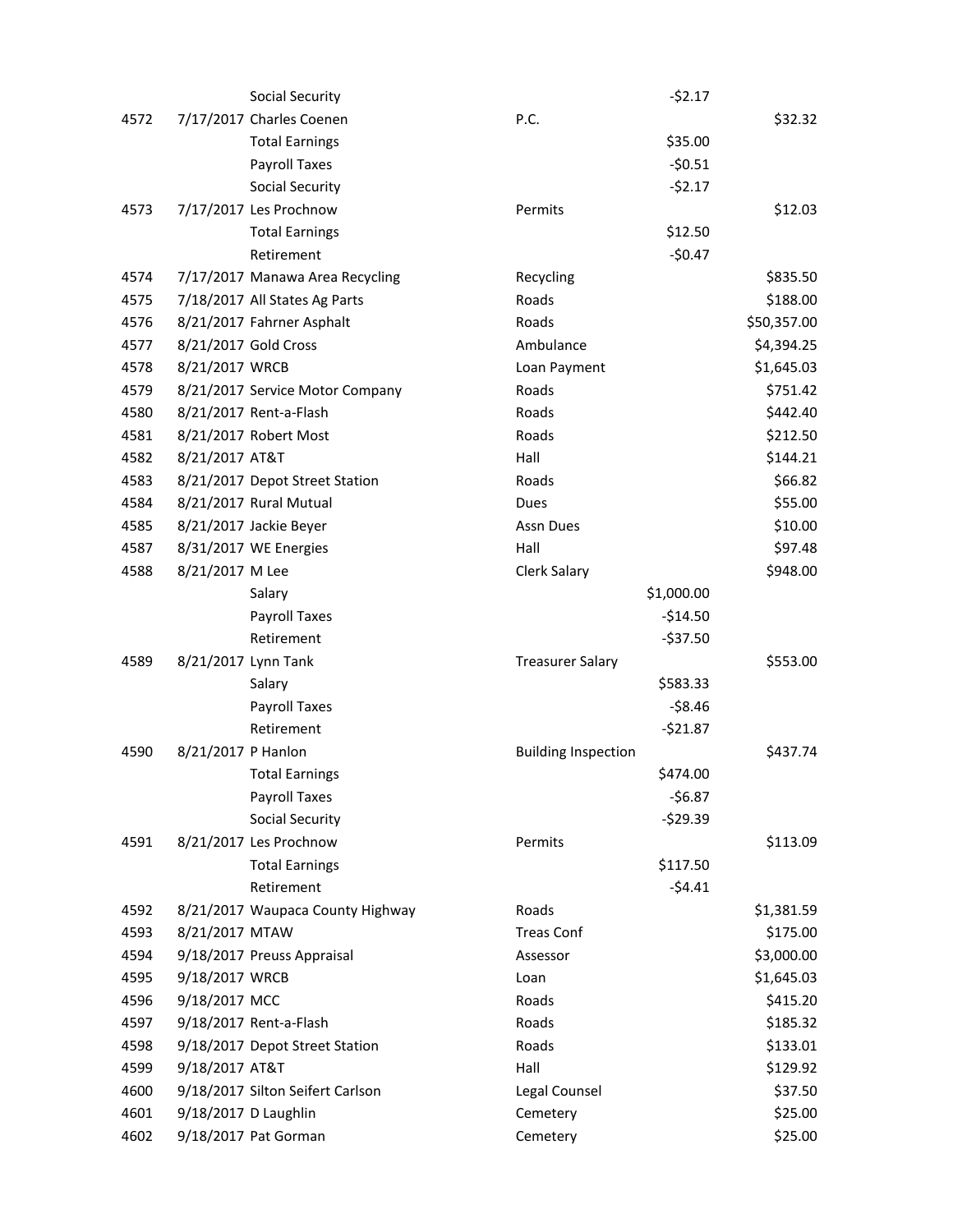| | | | | | |
|---|---|---|---|---|---|
| | | Social Security | | -$2.17 | |
| 4572 | 7/17/2017 | Charles Coenen | P.C. | | $32.32 |
| | | Total Earnings | | $35.00 | |
| | | Payroll Taxes | | -$0.51 | |
| | | Social Security | | -$2.17 | |
| 4573 | 7/17/2017 | Les Prochnow | Permits | | $12.03 |
| | | Total Earnings | | $12.50 | |
| | | Retirement | | -$0.47 | |
| 4574 | 7/17/2017 | Manawa Area Recycling | Recycling | | $835.50 |
| 4575 | 7/18/2017 | All States Ag Parts | Roads | | $188.00 |
| 4576 | 8/21/2017 | Fahrner Asphalt | Roads | | $50,357.00 |
| 4577 | 8/21/2017 | Gold Cross | Ambulance | | $4,394.25 |
| 4578 | 8/21/2017 | WRCB | Loan Payment | | $1,645.03 |
| 4579 | 8/21/2017 | Service Motor Company | Roads | | $751.42 |
| 4580 | 8/21/2017 | Rent-a-Flash | Roads | | $442.40 |
| 4581 | 8/21/2017 | Robert Most | Roads | | $212.50 |
| 4582 | 8/21/2017 | AT&T | Hall | | $144.21 |
| 4583 | 8/21/2017 | Depot Street Station | Roads | | $66.82 |
| 4584 | 8/21/2017 | Rural Mutual | Dues | | $55.00 |
| 4585 | 8/21/2017 | Jackie Beyer | Assn Dues | | $10.00 |
| 4587 | 8/31/2017 | WE Energies | Hall | | $97.48 |
| 4588 | 8/21/2017 | M Lee | Clerk Salary | | $948.00 |
| | | Salary | | $1,000.00 | |
| | | Payroll Taxes | | -$14.50 | |
| | | Retirement | | -$37.50 | |
| 4589 | 8/21/2017 | Lynn Tank | Treasurer Salary | | $553.00 |
| | | Salary | | $583.33 | |
| | | Payroll Taxes | | -$8.46 | |
| | | Retirement | | -$21.87 | |
| 4590 | 8/21/2017 | P Hanlon | Building Inspection | | $437.74 |
| | | Total Earnings | | $474.00 | |
| | | Payroll Taxes | | -$6.87 | |
| | | Social Security | | -$29.39 | |
| 4591 | 8/21/2017 | Les Prochnow | Permits | | $113.09 |
| | | Total Earnings | | $117.50 | |
| | | Retirement | | -$4.41 | |
| 4592 | 8/21/2017 | Waupaca County Highway | Roads | | $1,381.59 |
| 4593 | 8/21/2017 | MTAW | Treas Conf | | $175.00 |
| 4594 | 9/18/2017 | Preuss Appraisal | Assessor | | $3,000.00 |
| 4595 | 9/18/2017 | WRCB | Loan | | $1,645.03 |
| 4596 | 9/18/2017 | MCC | Roads | | $415.20 |
| 4597 | 9/18/2017 | Rent-a-Flash | Roads | | $185.32 |
| 4598 | 9/18/2017 | Depot Street Station | Roads | | $133.01 |
| 4599 | 9/18/2017 | AT&T | Hall | | $129.92 |
| 4600 | 9/18/2017 | Silton Seifert Carlson | Legal Counsel | | $37.50 |
| 4601 | 9/18/2017 | D Laughlin | Cemetery | | $25.00 |
| 4602 | 9/18/2017 | Pat Gorman | Cemetery | | $25.00 |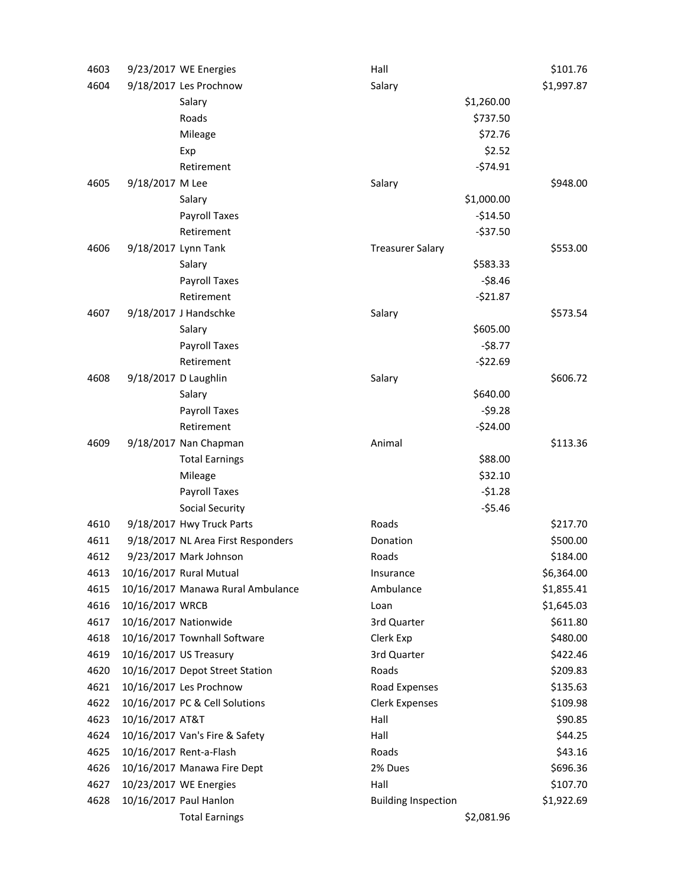| | | | | | |
|---|---|---|---|---|---|
| 4603 | 9/23/2017 | WE Energies | Hall | | $101.76 |
| 4604 | 9/18/2017 | Les Prochnow | Salary | | $1,997.87 |
| | | Salary | | $1,260.00 | |
| | | Roads | | $737.50 | |
| | | Mileage | | $72.76 | |
| | | Exp | | $2.52 | |
| | | Retirement | | -$74.91 | |
| 4605 | 9/18/2017 | M Lee | Salary | | $948.00 |
| | | Salary | | $1,000.00 | |
| | | Payroll Taxes | | -$14.50 | |
| | | Retirement | | -$37.50 | |
| 4606 | 9/18/2017 | Lynn Tank | Treasurer Salary | | $553.00 |
| | | Salary | | $583.33 | |
| | | Payroll Taxes | | -$8.46 | |
| | | Retirement | | -$21.87 | |
| 4607 | 9/18/2017 | J Handschke | Salary | | $573.54 |
| | | Salary | | $605.00 | |
| | | Payroll Taxes | | -$8.77 | |
| | | Retirement | | -$22.69 | |
| 4608 | 9/18/2017 | D Laughlin | Salary | | $606.72 |
| | | Salary | | $640.00 | |
| | | Payroll Taxes | | -$9.28 | |
| | | Retirement | | -$24.00 | |
| 4609 | 9/18/2017 | Nan Chapman | Animal | | $113.36 |
| | | Total Earnings | | $88.00 | |
| | | Mileage | | $32.10 | |
| | | Payroll Taxes | | -$1.28 | |
| | | Social Security | | -$5.46 | |
| 4610 | 9/18/2017 | Hwy Truck Parts | Roads | | $217.70 |
| 4611 | 9/18/2017 | NL Area First Responders | Donation | | $500.00 |
| 4612 | 9/23/2017 | Mark Johnson | Roads | | $184.00 |
| 4613 | 10/16/2017 | Rural Mutual | Insurance | | $6,364.00 |
| 4615 | 10/16/2017 | Manawa Rural Ambulance | Ambulance | | $1,855.41 |
| 4616 | 10/16/2017 | WRCB | Loan | | $1,645.03 |
| 4617 | 10/16/2017 | Nationwide | 3rd Quarter | | $611.80 |
| 4618 | 10/16/2017 | Townhall Software | Clerk Exp | | $480.00 |
| 4619 | 10/16/2017 | US Treasury | 3rd Quarter | | $422.46 |
| 4620 | 10/16/2017 | Depot Street Station | Roads | | $209.83 |
| 4621 | 10/16/2017 | Les Prochnow | Road Expenses | | $135.63 |
| 4622 | 10/16/2017 | PC & Cell Solutions | Clerk Expenses | | $109.98 |
| 4623 | 10/16/2017 | AT&T | Hall | | $90.85 |
| 4624 | 10/16/2017 | Van's Fire & Safety | Hall | | $44.25 |
| 4625 | 10/16/2017 | Rent-a-Flash | Roads | | $43.16 |
| 4626 | 10/16/2017 | Manawa Fire Dept | 2% Dues | | $696.36 |
| 4627 | 10/23/2017 | WE Energies | Hall | | $107.70 |
| 4628 | 10/16/2017 | Paul Hanlon | Building Inspection | | $1,922.69 |
| | | Total Earnings | | $2,081.96 | |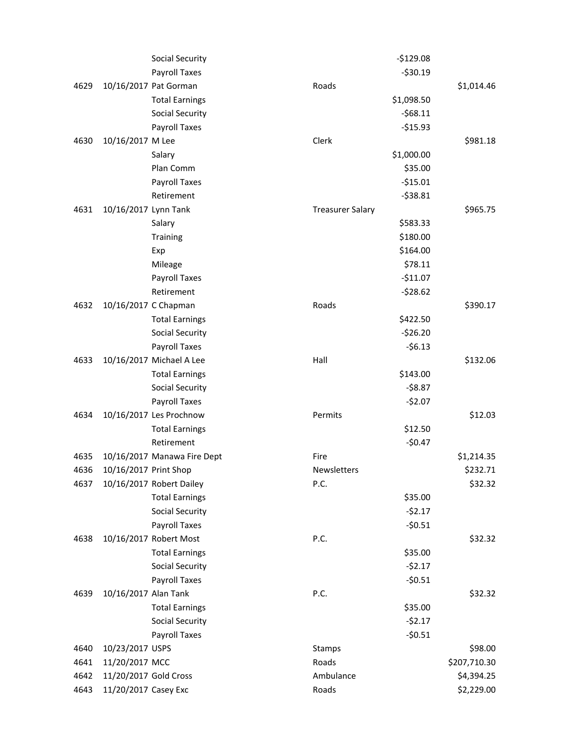| | | | | | |
|---|---|---|---|---|---|
| | | Social Security | | -$129.08 | |
| | | Payroll Taxes | | -$30.19 | |
| 4629 | 10/16/2017 | Pat Gorman | Roads | | $1,014.46 |
| | | Total Earnings | | $1,098.50 | |
| | | Social Security | | -$68.11 | |
| | | Payroll Taxes | | -$15.93 | |
| 4630 | 10/16/2017 | M Lee | Clerk | | $981.18 |
| | | Salary | | $1,000.00 | |
| | | Plan Comm | | $35.00 | |
| | | Payroll Taxes | | -$15.01 | |
| | | Retirement | | -$38.81 | |
| 4631 | 10/16/2017 | Lynn Tank | Treasurer Salary | | $965.75 |
| | | Salary | | $583.33 | |
| | | Training | | $180.00 | |
| | | Exp | | $164.00 | |
| | | Mileage | | $78.11 | |
| | | Payroll Taxes | | -$11.07 | |
| | | Retirement | | -$28.62 | |
| 4632 | 10/16/2017 | C Chapman | Roads | | $390.17 |
| | | Total Earnings | | $422.50 | |
| | | Social Security | | -$26.20 | |
| | | Payroll Taxes | | -$6.13 | |
| 4633 | 10/16/2017 | Michael A Lee | Hall | | $132.06 |
| | | Total Earnings | | $143.00 | |
| | | Social Security | | -$8.87 | |
| | | Payroll Taxes | | -$2.07 | |
| 4634 | 10/16/2017 | Les Prochnow | Permits | | $12.03 |
| | | Total Earnings | | $12.50 | |
| | | Retirement | | -$0.47 | |
| 4635 | 10/16/2017 | Manawa Fire Dept | Fire | | $1,214.35 |
| 4636 | 10/16/2017 | Print Shop | Newsletters | | $232.71 |
| 4637 | 10/16/2017 | Robert Dailey | P.C. | | $32.32 |
| | | Total Earnings | | $35.00 | |
| | | Social Security | | -$2.17 | |
| | | Payroll Taxes | | -$0.51 | |
| 4638 | 10/16/2017 | Robert Most | P.C. | | $32.32 |
| | | Total Earnings | | $35.00 | |
| | | Social Security | | -$2.17 | |
| | | Payroll Taxes | | -$0.51 | |
| 4639 | 10/16/2017 | Alan Tank | P.C. | | $32.32 |
| | | Total Earnings | | $35.00 | |
| | | Social Security | | -$2.17 | |
| | | Payroll Taxes | | -$0.51 | |
| 4640 | 10/23/2017 | USPS | Stamps | | $98.00 |
| 4641 | 11/20/2017 | MCC | Roads | | $207,710.30 |
| 4642 | 11/20/2017 | Gold Cross | Ambulance | | $4,394.25 |
| 4643 | 11/20/2017 | Casey Exc | Roads | | $2,229.00 |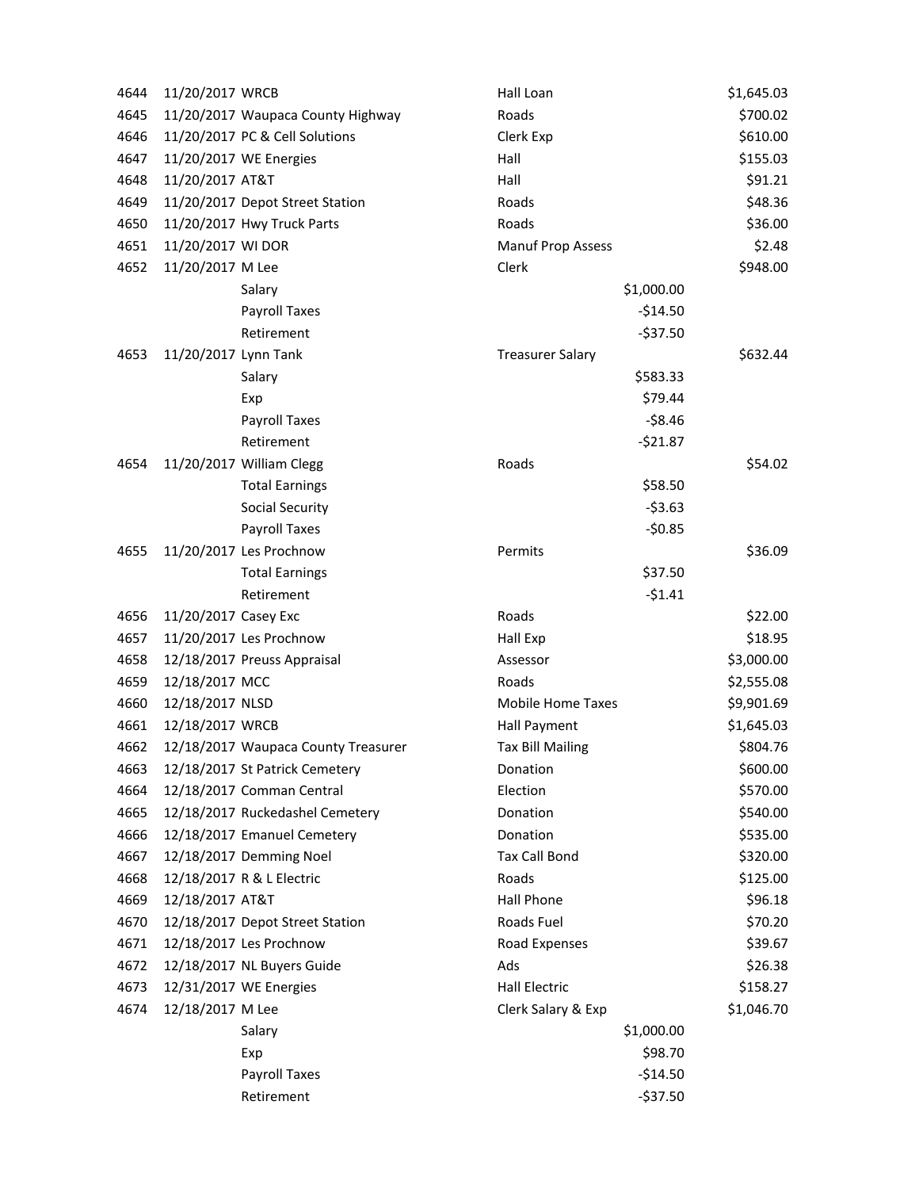| | | | | | |
|---|---|---|---|---|---|
| 4644 | 11/20/2017 | WRCB | Hall Loan | | $1,645.03 |
| 4645 | 11/20/2017 | Waupaca County Highway | Roads | | $700.02 |
| 4646 | 11/20/2017 | PC & Cell Solutions | Clerk Exp | | $610.00 |
| 4647 | 11/20/2017 | WE Energies | Hall | | $155.03 |
| 4648 | 11/20/2017 | AT&T | Hall | | $91.21 |
| 4649 | 11/20/2017 | Depot Street Station | Roads | | $48.36 |
| 4650 | 11/20/2017 | Hwy Truck Parts | Roads | | $36.00 |
| 4651 | 11/20/2017 | WI DOR | Manuf Prop Assess | | $2.48 |
| 4652 | 11/20/2017 | M Lee | Clerk | | $948.00 |
| | | Salary | | $1,000.00 | |
| | | Payroll Taxes | | -$14.50 | |
| | | Retirement | | -$37.50 | |
| 4653 | 11/20/2017 | Lynn Tank | Treasurer Salary | | $632.44 |
| | | Salary | | $583.33 | |
| | | Exp | | $79.44 | |
| | | Payroll Taxes | | -$8.46 | |
| | | Retirement | | -$21.87 | |
| 4654 | 11/20/2017 | William Clegg | Roads | | $54.02 |
| | | Total Earnings | | $58.50 | |
| | | Social Security | | -$3.63 | |
| | | Payroll Taxes | | -$0.85 | |
| 4655 | 11/20/2017 | Les Prochnow | Permits | | $36.09 |
| | | Total Earnings | | $37.50 | |
| | | Retirement | | -$1.41 | |
| 4656 | 11/20/2017 | Casey Exc | Roads | | $22.00 |
| 4657 | 11/20/2017 | Les Prochnow | Hall Exp | | $18.95 |
| 4658 | 12/18/2017 | Preuss Appraisal | Assessor | | $3,000.00 |
| 4659 | 12/18/2017 | MCC | Roads | | $2,555.08 |
| 4660 | 12/18/2017 | NLSD | Mobile Home Taxes | | $9,901.69 |
| 4661 | 12/18/2017 | WRCB | Hall Payment | | $1,645.03 |
| 4662 | 12/18/2017 | Waupaca County Treasurer | Tax Bill Mailing | | $804.76 |
| 4663 | 12/18/2017 | St Patrick Cemetery | Donation | | $600.00 |
| 4664 | 12/18/2017 | Comman Central | Election | | $570.00 |
| 4665 | 12/18/2017 | Ruckedashel Cemetery | Donation | | $540.00 |
| 4666 | 12/18/2017 | Emanuel Cemetery | Donation | | $535.00 |
| 4667 | 12/18/2017 | Demming Noel | Tax Call Bond | | $320.00 |
| 4668 | 12/18/2017 | R & L Electric | Roads | | $125.00 |
| 4669 | 12/18/2017 | AT&T | Hall Phone | | $96.18 |
| 4670 | 12/18/2017 | Depot Street Station | Roads Fuel | | $70.20 |
| 4671 | 12/18/2017 | Les Prochnow | Road Expenses | | $39.67 |
| 4672 | 12/18/2017 | NL Buyers Guide | Ads | | $26.38 |
| 4673 | 12/31/2017 | WE Energies | Hall Electric | | $158.27 |
| 4674 | 12/18/2017 | M Lee | Clerk Salary & Exp | | $1,046.70 |
| | | Salary | | $1,000.00 | |
| | | Exp | | $98.70 | |
| | | Payroll Taxes | | -$14.50 | |
| | | Retirement | | -$37.50 | |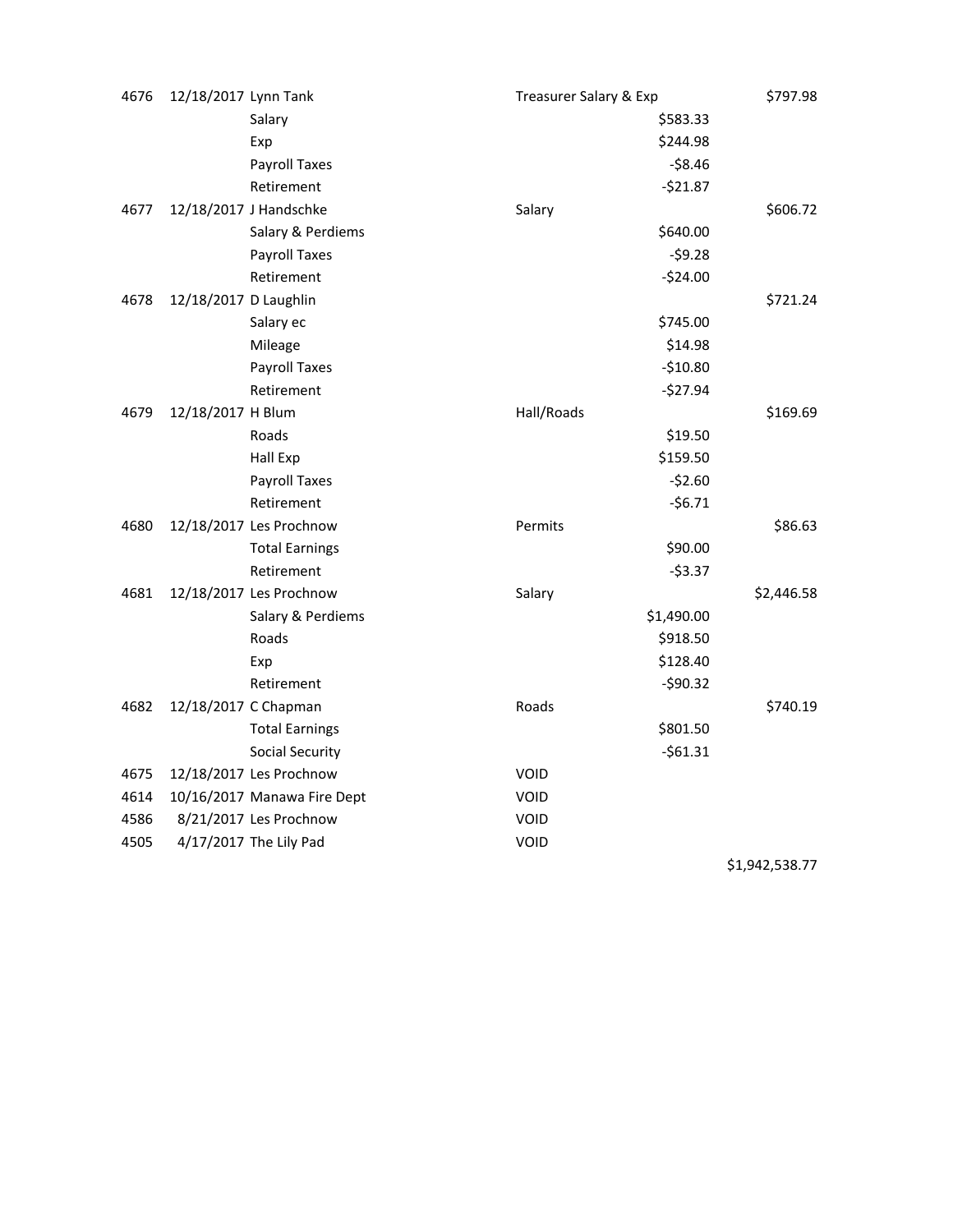| | | | | | |
|---|---|---|---|---|---|
| 4676 | 12/18/2017 | Lynn Tank | Treasurer Salary & Exp | | $797.98 |
| | | Salary | | $583.33 | |
| | | Exp | | $244.98 | |
| | | Payroll Taxes | | -$8.46 | |
| | | Retirement | | -$21.87 | |
| 4677 | 12/18/2017 | J Handschke | Salary | | $606.72 |
| | | Salary & Perdiems | | $640.00 | |
| | | Payroll Taxes | | -$9.28 | |
| | | Retirement | | -$24.00 | |
| 4678 | 12/18/2017 | D Laughlin | | | $721.24 |
| | | Salary ec | | $745.00 | |
| | | Mileage | | $14.98 | |
| | | Payroll Taxes | | -$10.80 | |
| | | Retirement | | -$27.94 | |
| 4679 | 12/18/2017 | H Blum | Hall/Roads | | $169.69 |
| | | Roads | | $19.50 | |
| | | Hall Exp | | $159.50 | |
| | | Payroll Taxes | | -$2.60 | |
| | | Retirement | | -$6.71 | |
| 4680 | 12/18/2017 | Les Prochnow | Permits | | $86.63 |
| | | Total Earnings | | $90.00 | |
| | | Retirement | | -$3.37 | |
| 4681 | 12/18/2017 | Les Prochnow | Salary | | $2,446.58 |
| | | Salary & Perdiems | | $1,490.00 | |
| | | Roads | | $918.50 | |
| | | Exp | | $128.40 | |
| | | Retirement | | -$90.32 | |
| 4682 | 12/18/2017 | C Chapman | Roads | | $740.19 |
| | | Total Earnings | | $801.50 | |
| | | Social Security | | -$61.31 | |
| 4675 | 12/18/2017 | Les Prochnow | VOID | | |
| 4614 | 10/16/2017 | Manawa Fire Dept | VOID | | |
| 4586 | 8/21/2017 | Les Prochnow | VOID | | |
| 4505 | 4/17/2017 | The Lily Pad | VOID | | |
| | | | | | $1,942,538.77 |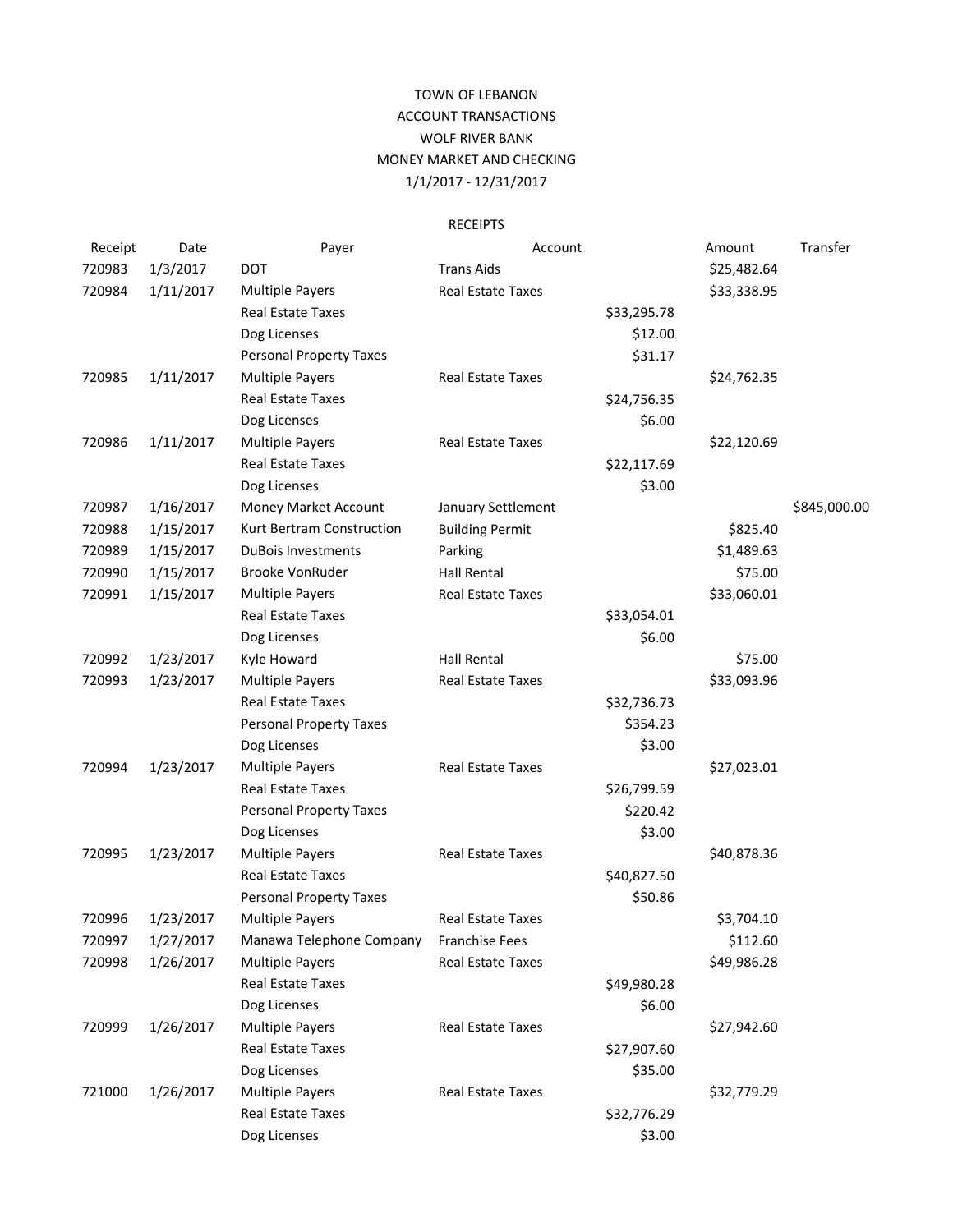TOWN OF LEBANON
ACCOUNT TRANSACTIONS
WOLF RIVER BANK
MONEY MARKET AND CHECKING
1/1/2017 - 12/31/2017

RECEIPTS

| Receipt | Date | Payer | Account | | Amount | Transfer |
|---|---|---|---|---|---|---|
| 720983 | 1/3/2017 | DOT | Trans Aids | | $25,482.64 | |
| 720984 | 1/11/2017 | Multiple Payers | Real Estate Taxes | | $33,338.95 | |
| | | Real Estate Taxes | | $33,295.78 | | |
| | | Dog Licenses | | $12.00 | | |
| | | Personal Property Taxes | | $31.17 | | |
| 720985 | 1/11/2017 | Multiple Payers | Real Estate Taxes | | $24,762.35 | |
| | | Real Estate Taxes | | $24,756.35 | | |
| | | Dog Licenses | | $6.00 | | |
| 720986 | 1/11/2017 | Multiple Payers | Real Estate Taxes | | $22,120.69 | |
| | | Real Estate Taxes | | $22,117.69 | | |
| | | Dog Licenses | | $3.00 | | |
| 720987 | 1/16/2017 | Money Market Account | January Settlement | | | $845,000.00 |
| 720988 | 1/15/2017 | Kurt Bertram Construction | Building Permit | | $825.40 | |
| 720989 | 1/15/2017 | DuBois Investments | Parking | | $1,489.63 | |
| 720990 | 1/15/2017 | Brooke VonRuder | Hall Rental | | $75.00 | |
| 720991 | 1/15/2017 | Multiple Payers | Real Estate Taxes | | $33,060.01 | |
| | | Real Estate Taxes | | $33,054.01 | | |
| | | Dog Licenses | | $6.00 | | |
| 720992 | 1/23/2017 | Kyle Howard | Hall Rental | | $75.00 | |
| 720993 | 1/23/2017 | Multiple Payers | Real Estate Taxes | | $33,093.96 | |
| | | Real Estate Taxes | | $32,736.73 | | |
| | | Personal Property Taxes | | $354.23 | | |
| | | Dog Licenses | | $3.00 | | |
| 720994 | 1/23/2017 | Multiple Payers | Real Estate Taxes | | $27,023.01 | |
| | | Real Estate Taxes | | $26,799.59 | | |
| | | Personal Property Taxes | | $220.42 | | |
| | | Dog Licenses | | $3.00 | | |
| 720995 | 1/23/2017 | Multiple Payers | Real Estate Taxes | | $40,878.36 | |
| | | Real Estate Taxes | | $40,827.50 | | |
| | | Personal Property Taxes | | $50.86 | | |
| 720996 | 1/23/2017 | Multiple Payers | Real Estate Taxes | | $3,704.10 | |
| 720997 | 1/27/2017 | Manawa Telephone Company | Franchise Fees | | $112.60 | |
| 720998 | 1/26/2017 | Multiple Payers | Real Estate Taxes | | $49,986.28 | |
| | | Real Estate Taxes | | $49,980.28 | | |
| | | Dog Licenses | | $6.00 | | |
| 720999 | 1/26/2017 | Multiple Payers | Real Estate Taxes | | $27,942.60 | |
| | | Real Estate Taxes | | $27,907.60 | | |
| | | Dog Licenses | | $35.00 | | |
| 721000 | 1/26/2017 | Multiple Payers | Real Estate Taxes | | $32,779.29 | |
| | | Real Estate Taxes | | $32,776.29 | | |
| | | Dog Licenses | | $3.00 | | |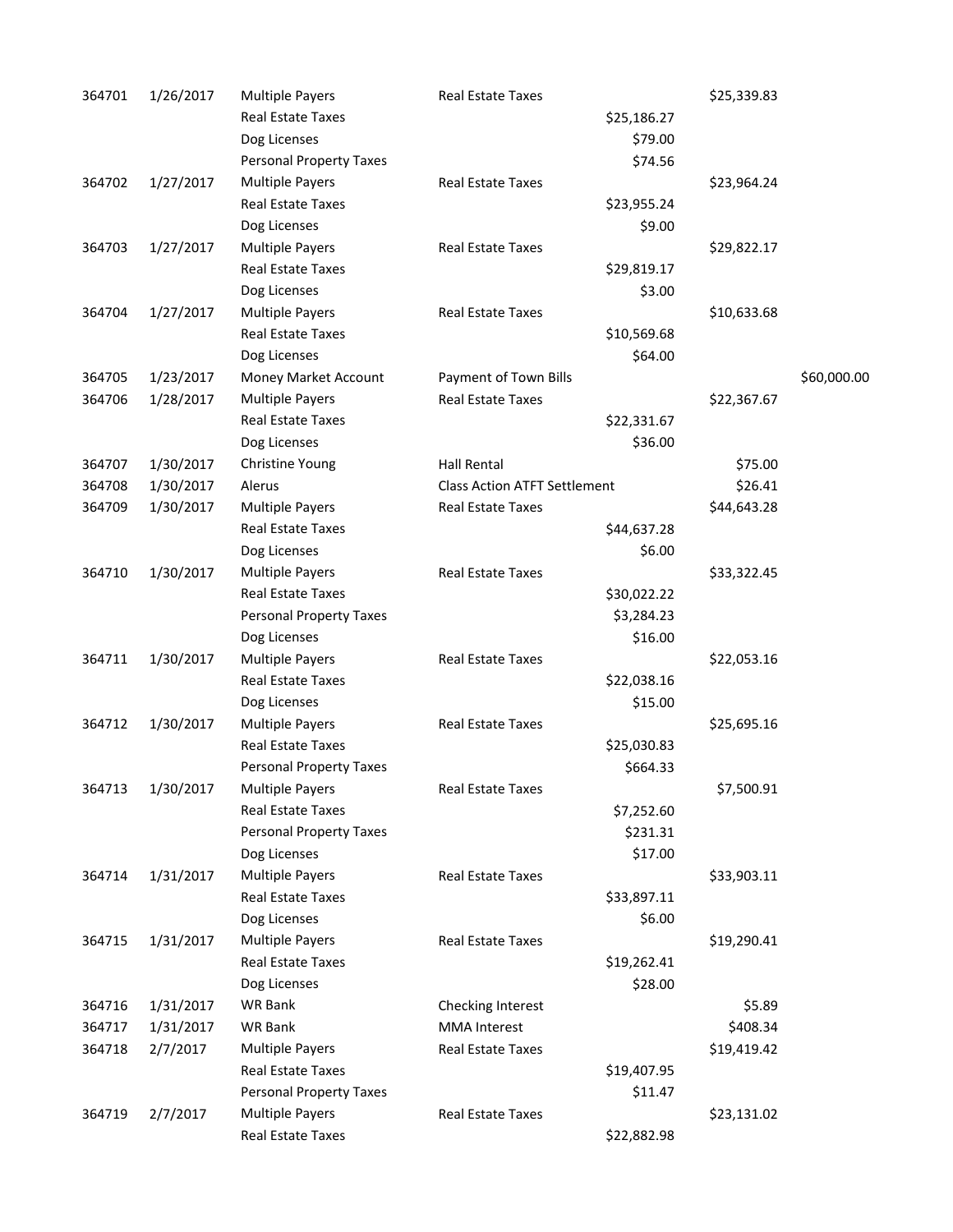| | | | | | | |
|---|---|---|---|---|---|---|
| 364701 | 1/26/2017 | Multiple Payers | Real Estate Taxes | | $25,339.83 | |
| | | Real Estate Taxes | | $25,186.27 | | |
| | | Dog Licenses | | $79.00 | | |
| | | Personal Property Taxes | | $74.56 | | |
| 364702 | 1/27/2017 | Multiple Payers | Real Estate Taxes | | $23,964.24 | |
| | | Real Estate Taxes | | $23,955.24 | | |
| | | Dog Licenses | | $9.00 | | |
| 364703 | 1/27/2017 | Multiple Payers | Real Estate Taxes | | $29,822.17 | |
| | | Real Estate Taxes | | $29,819.17 | | |
| | | Dog Licenses | | $3.00 | | |
| 364704 | 1/27/2017 | Multiple Payers | Real Estate Taxes | | $10,633.68 | |
| | | Real Estate Taxes | | $10,569.68 | | |
| | | Dog Licenses | | $64.00 | | |
| 364705 | 1/23/2017 | Money Market Account | Payment of Town Bills | | | $60,000.00 |
| 364706 | 1/28/2017 | Multiple Payers | Real Estate Taxes | | $22,367.67 | |
| | | Real Estate Taxes | | $22,331.67 | | |
| | | Dog Licenses | | $36.00 | | |
| 364707 | 1/30/2017 | Christine Young | Hall Rental | | $75.00 | |
| 364708 | 1/30/2017 | Alerus | Class Action ATFT Settlement | | $26.41 | |
| 364709 | 1/30/2017 | Multiple Payers | Real Estate Taxes | | $44,643.28 | |
| | | Real Estate Taxes | | $44,637.28 | | |
| | | Dog Licenses | | $6.00 | | |
| 364710 | 1/30/2017 | Multiple Payers | Real Estate Taxes | | $33,322.45 | |
| | | Real Estate Taxes | | $30,022.22 | | |
| | | Personal Property Taxes | | $3,284.23 | | |
| | | Dog Licenses | | $16.00 | | |
| 364711 | 1/30/2017 | Multiple Payers | Real Estate Taxes | | $22,053.16 | |
| | | Real Estate Taxes | | $22,038.16 | | |
| | | Dog Licenses | | $15.00 | | |
| 364712 | 1/30/2017 | Multiple Payers | Real Estate Taxes | | $25,695.16 | |
| | | Real Estate Taxes | | $25,030.83 | | |
| | | Personal Property Taxes | | $664.33 | | |
| 364713 | 1/30/2017 | Multiple Payers | Real Estate Taxes | | $7,500.91 | |
| | | Real Estate Taxes | | $7,252.60 | | |
| | | Personal Property Taxes | | $231.31 | | |
| | | Dog Licenses | | $17.00 | | |
| 364714 | 1/31/2017 | Multiple Payers | Real Estate Taxes | | $33,903.11 | |
| | | Real Estate Taxes | | $33,897.11 | | |
| | | Dog Licenses | | $6.00 | | |
| 364715 | 1/31/2017 | Multiple Payers | Real Estate Taxes | | $19,290.41 | |
| | | Real Estate Taxes | | $19,262.41 | | |
| | | Dog Licenses | | $28.00 | | |
| 364716 | 1/31/2017 | WR Bank | Checking Interest | | $5.89 | |
| 364717 | 1/31/2017 | WR Bank | MMA Interest | | $408.34 | |
| 364718 | 2/7/2017 | Multiple Payers | Real Estate Taxes | | $19,419.42 | |
| | | Real Estate Taxes | | $19,407.95 | | |
| | | Personal Property Taxes | | $11.47 | | |
| 364719 | 2/7/2017 | Multiple Payers | Real Estate Taxes | | $23,131.02 | |
| | | Real Estate Taxes | | $22,882.98 | | |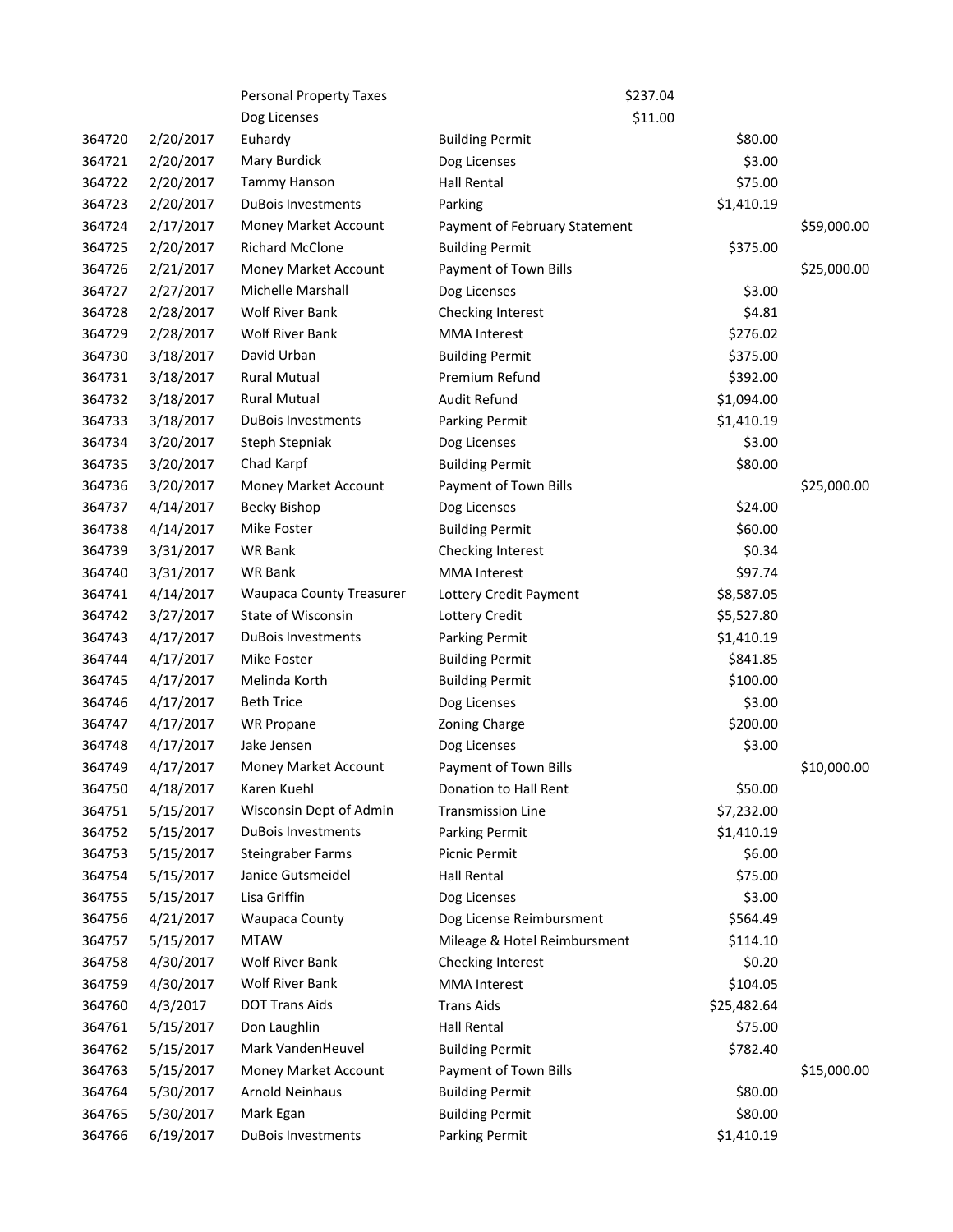| | | | | | | |
|---|---|---|---|---|---|---|
| | | Personal Property Taxes | | $237.04 | | |
| | | Dog Licenses | | $11.00 | | |
| 364720 | 2/20/2017 | Euhardy | Building Permit | | $80.00 | |
| 364721 | 2/20/2017 | Mary Burdick | Dog Licenses | | $3.00 | |
| 364722 | 2/20/2017 | Tammy Hanson | Hall Rental | | $75.00 | |
| 364723 | 2/20/2017 | DuBois Investments | Parking | | $1,410.19 | |
| 364724 | 2/17/2017 | Money Market Account | Payment of February Statement | | | $59,000.00 |
| 364725 | 2/20/2017 | Richard McClone | Building Permit | | $375.00 | |
| 364726 | 2/21/2017 | Money Market Account | Payment of Town Bills | | | $25,000.00 |
| 364727 | 2/27/2017 | Michelle Marshall | Dog Licenses | | $3.00 | |
| 364728 | 2/28/2017 | Wolf River Bank | Checking Interest | | $4.81 | |
| 364729 | 2/28/2017 | Wolf River Bank | MMA Interest | | $276.02 | |
| 364730 | 3/18/2017 | David Urban | Building Permit | | $375.00 | |
| 364731 | 3/18/2017 | Rural Mutual | Premium Refund | | $392.00 | |
| 364732 | 3/18/2017 | Rural Mutual | Audit Refund | | $1,094.00 | |
| 364733 | 3/18/2017 | DuBois Investments | Parking Permit | | $1,410.19 | |
| 364734 | 3/20/2017 | Steph Stepniak | Dog Licenses | | $3.00 | |
| 364735 | 3/20/2017 | Chad Karpf | Building Permit | | $80.00 | |
| 364736 | 3/20/2017 | Money Market Account | Payment of Town Bills | | | $25,000.00 |
| 364737 | 4/14/2017 | Becky Bishop | Dog Licenses | | $24.00 | |
| 364738 | 4/14/2017 | Mike Foster | Building Permit | | $60.00 | |
| 364739 | 3/31/2017 | WR Bank | Checking Interest | | $0.34 | |
| 364740 | 3/31/2017 | WR Bank | MMA Interest | | $97.74 | |
| 364741 | 4/14/2017 | Waupaca County Treasurer | Lottery Credit Payment | | $8,587.05 | |
| 364742 | 3/27/2017 | State of Wisconsin | Lottery Credit | | $5,527.80 | |
| 364743 | 4/17/2017 | DuBois Investments | Parking Permit | | $1,410.19 | |
| 364744 | 4/17/2017 | Mike Foster | Building Permit | | $841.85 | |
| 364745 | 4/17/2017 | Melinda Korth | Building Permit | | $100.00 | |
| 364746 | 4/17/2017 | Beth Trice | Dog Licenses | | $3.00 | |
| 364747 | 4/17/2017 | WR Propane | Zoning Charge | | $200.00 | |
| 364748 | 4/17/2017 | Jake Jensen | Dog Licenses | | $3.00 | |
| 364749 | 4/17/2017 | Money Market Account | Payment of Town Bills | | | $10,000.00 |
| 364750 | 4/18/2017 | Karen Kuehl | Donation to Hall Rent | | $50.00 | |
| 364751 | 5/15/2017 | Wisconsin Dept of Admin | Transmission Line | | $7,232.00 | |
| 364752 | 5/15/2017 | DuBois Investments | Parking Permit | | $1,410.19 | |
| 364753 | 5/15/2017 | Steingraber Farms | Picnic Permit | | $6.00 | |
| 364754 | 5/15/2017 | Janice Gutsmeidel | Hall Rental | | $75.00 | |
| 364755 | 5/15/2017 | Lisa Griffin | Dog Licenses | | $3.00 | |
| 364756 | 4/21/2017 | Waupaca County | Dog License Reimbursment | | $564.49 | |
| 364757 | 5/15/2017 | MTAW | Mileage & Hotel Reimbursment | | $114.10 | |
| 364758 | 4/30/2017 | Wolf River Bank | Checking Interest | | $0.20 | |
| 364759 | 4/30/2017 | Wolf River Bank | MMA Interest | | $104.05 | |
| 364760 | 4/3/2017 | DOT Trans Aids | Trans Aids | | $25,482.64 | |
| 364761 | 5/15/2017 | Don Laughlin | Hall Rental | | $75.00 | |
| 364762 | 5/15/2017 | Mark VandenHeuvel | Building Permit | | $782.40 | |
| 364763 | 5/15/2017 | Money Market Account | Payment of Town Bills | | | $15,000.00 |
| 364764 | 5/30/2017 | Arnold Neinhaus | Building Permit | | $80.00 | |
| 364765 | 5/30/2017 | Mark Egan | Building Permit | | $80.00 | |
| 364766 | 6/19/2017 | DuBois Investments | Parking Permit | | $1,410.19 | |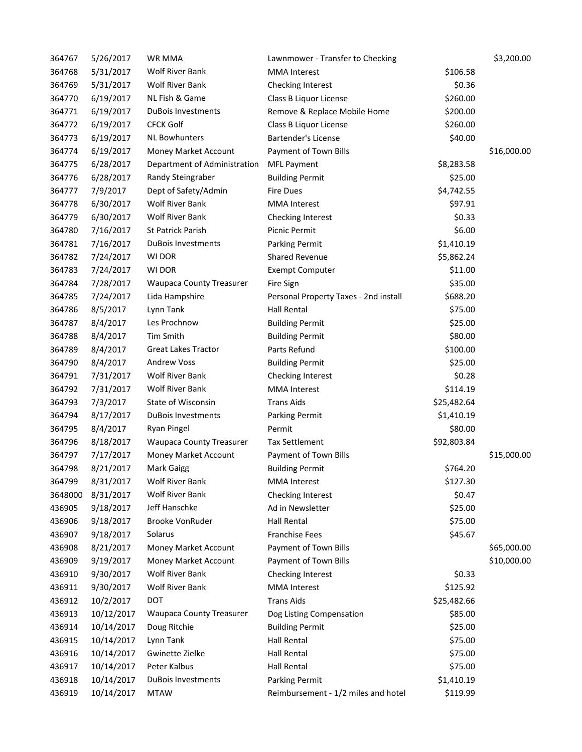| | | | | | |
|---|---|---|---|---|---|
| 364767 | 5/26/2017 | WR MMA | Lawnmower - Transfer to Checking | | $3,200.00 |
| 364768 | 5/31/2017 | Wolf River Bank | MMA Interest | $106.58 | |
| 364769 | 5/31/2017 | Wolf River Bank | Checking Interest | $0.36 | |
| 364770 | 6/19/2017 | NL Fish & Game | Class B Liquor License | $260.00 | |
| 364771 | 6/19/2017 | DuBois Investments | Remove & Replace Mobile Home | $200.00 | |
| 364772 | 6/19/2017 | CFCK Golf | Class B Liquor License | $260.00 | |
| 364773 | 6/19/2017 | NL Bowhunters | Bartender's License | $40.00 | |
| 364774 | 6/19/2017 | Money Market Account | Payment of Town Bills | | $16,000.00 |
| 364775 | 6/28/2017 | Department of Administration | MFL Payment | $8,283.58 | |
| 364776 | 6/28/2017 | Randy Steingraber | Building Permit | $25.00 | |
| 364777 | 7/9/2017 | Dept of Safety/Admin | Fire Dues | $4,742.55 | |
| 364778 | 6/30/2017 | Wolf River Bank | MMA Interest | $97.91 | |
| 364779 | 6/30/2017 | Wolf River Bank | Checking Interest | $0.33 | |
| 364780 | 7/16/2017 | St Patrick Parish | Picnic Permit | $6.00 | |
| 364781 | 7/16/2017 | DuBois Investments | Parking Permit | $1,410.19 | |
| 364782 | 7/24/2017 | WI DOR | Shared Revenue | $5,862.24 | |
| 364783 | 7/24/2017 | WI DOR | Exempt Computer | $11.00 | |
| 364784 | 7/28/2017 | Waupaca County Treasurer | Fire Sign | $35.00 | |
| 364785 | 7/24/2017 | Lida Hampshire | Personal Property Taxes - 2nd install | $688.20 | |
| 364786 | 8/5/2017 | Lynn Tank | Hall Rental | $75.00 | |
| 364787 | 8/4/2017 | Les Prochnow | Building Permit | $25.00 | |
| 364788 | 8/4/2017 | Tim Smith | Building Permit | $80.00 | |
| 364789 | 8/4/2017 | Great Lakes Tractor | Parts Refund | $100.00 | |
| 364790 | 8/4/2017 | Andrew Voss | Building Permit | $25.00 | |
| 364791 | 7/31/2017 | Wolf River Bank | Checking Interest | $0.28 | |
| 364792 | 7/31/2017 | Wolf River Bank | MMA Interest | $114.19 | |
| 364793 | 7/3/2017 | State of Wisconsin | Trans Aids | $25,482.64 | |
| 364794 | 8/17/2017 | DuBois Investments | Parking Permit | $1,410.19 | |
| 364795 | 8/4/2017 | Ryan Pingel | Permit | $80.00 | |
| 364796 | 8/18/2017 | Waupaca County Treasurer | Tax Settlement | $92,803.84 | |
| 364797 | 7/17/2017 | Money Market Account | Payment of Town Bills | | $15,000.00 |
| 364798 | 8/21/2017 | Mark Gaigg | Building Permit | $764.20 | |
| 364799 | 8/31/2017 | Wolf River Bank | MMA Interest | $127.30 | |
| 3648000 | 8/31/2017 | Wolf River Bank | Checking Interest | $0.47 | |
| 436905 | 9/18/2017 | Jeff Hanschke | Ad in Newsletter | $25.00 | |
| 436906 | 9/18/2017 | Brooke VonRuder | Hall Rental | $75.00 | |
| 436907 | 9/18/2017 | Solarus | Franchise Fees | $45.67 | |
| 436908 | 8/21/2017 | Money Market Account | Payment of Town Bills | | $65,000.00 |
| 436909 | 9/19/2017 | Money Market Account | Payment of Town Bills | | $10,000.00 |
| 436910 | 9/30/2017 | Wolf River Bank | Checking Interest | $0.33 | |
| 436911 | 9/30/2017 | Wolf River Bank | MMA Interest | $125.92 | |
| 436912 | 10/2/2017 | DOT | Trans Aids | $25,482.66 | |
| 436913 | 10/12/2017 | Waupaca County Treasurer | Dog Listing Compensation | $85.00 | |
| 436914 | 10/14/2017 | Doug Ritchie | Building Permit | $25.00 | |
| 436915 | 10/14/2017 | Lynn Tank | Hall Rental | $75.00 | |
| 436916 | 10/14/2017 | Gwinette Zielke | Hall Rental | $75.00 | |
| 436917 | 10/14/2017 | Peter Kalbus | Hall Rental | $75.00 | |
| 436918 | 10/14/2017 | DuBois Investments | Parking Permit | $1,410.19 | |
| 436919 | 10/14/2017 | MTAW | Reimbursement - 1/2 miles and hotel | $119.99 | |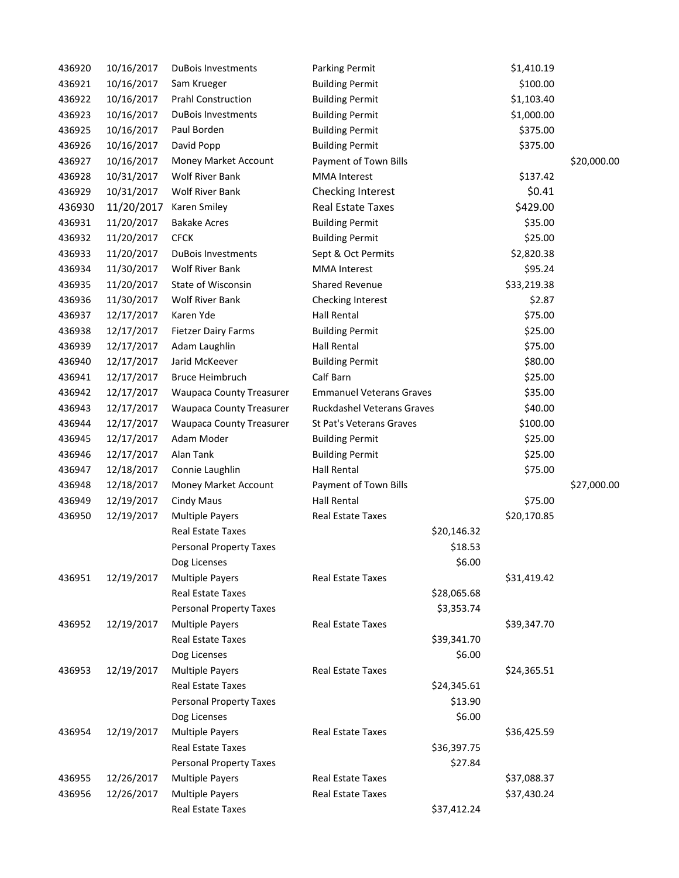| | | | | | | |
|---|---|---|---|---|---|---|
| 436920 | 10/16/2017 | DuBois Investments | Parking Permit | | $1,410.19 | |
| 436921 | 10/16/2017 | Sam Krueger | Building Permit | | $100.00 | |
| 436922 | 10/16/2017 | Prahl Construction | Building Permit | | $1,103.40 | |
| 436923 | 10/16/2017 | DuBois Investments | Building Permit | | $1,000.00 | |
| 436925 | 10/16/2017 | Paul Borden | Building Permit | | $375.00 | |
| 436926 | 10/16/2017 | David Popp | Building Permit | | $375.00 | |
| 436927 | 10/16/2017 | Money Market Account | Payment of Town Bills | | | $20,000.00 |
| 436928 | 10/31/2017 | Wolf River Bank | MMA Interest | | $137.42 | |
| 436929 | 10/31/2017 | Wolf River Bank | Checking Interest | | $0.41 | |
| 436930 | 11/20/2017 | Karen Smiley | Real Estate Taxes | | $429.00 | |
| 436931 | 11/20/2017 | Bakake Acres | Building Permit | | $35.00 | |
| 436932 | 11/20/2017 | CFCK | Building Permit | | $25.00 | |
| 436933 | 11/20/2017 | DuBois Investments | Sept & Oct Permits | | $2,820.38 | |
| 436934 | 11/30/2017 | Wolf River Bank | MMA Interest | | $95.24 | |
| 436935 | 11/20/2017 | State of Wisconsin | Shared Revenue | | $33,219.38 | |
| 436936 | 11/30/2017 | Wolf River Bank | Checking Interest | | $2.87 | |
| 436937 | 12/17/2017 | Karen Yde | Hall Rental | | $75.00 | |
| 436938 | 12/17/2017 | Fietzer Dairy Farms | Building Permit | | $25.00 | |
| 436939 | 12/17/2017 | Adam Laughlin | Hall Rental | | $75.00 | |
| 436940 | 12/17/2017 | Jarid McKeever | Building Permit | | $80.00 | |
| 436941 | 12/17/2017 | Bruce Heimbruch | Calf Barn | | $25.00 | |
| 436942 | 12/17/2017 | Waupaca County Treasurer | Emmanuel Veterans Graves | | $35.00 | |
| 436943 | 12/17/2017 | Waupaca County Treasurer | Ruckdashel Veterans Graves | | $40.00 | |
| 436944 | 12/17/2017 | Waupaca County Treasurer | St Pat's Veterans Graves | | $100.00 | |
| 436945 | 12/17/2017 | Adam Moder | Building Permit | | $25.00 | |
| 436946 | 12/17/2017 | Alan Tank | Building Permit | | $25.00 | |
| 436947 | 12/18/2017 | Connie Laughlin | Hall Rental | | $75.00 | |
| 436948 | 12/18/2017 | Money Market Account | Payment of Town Bills | | | $27,000.00 |
| 436949 | 12/19/2017 | Cindy Maus | Hall Rental | | $75.00 | |
| 436950 | 12/19/2017 | Multiple Payers | Real Estate Taxes | | $20,170.85 | |
| | | Real Estate Taxes | | $20,146.32 | | |
| | | Personal Property Taxes | | $18.53 | | |
| | | Dog Licenses | | $6.00 | | |
| 436951 | 12/19/2017 | Multiple Payers | Real Estate Taxes | | $31,419.42 | |
| | | Real Estate Taxes | | $28,065.68 | | |
| | | Personal Property Taxes | | $3,353.74 | | |
| 436952 | 12/19/2017 | Multiple Payers | Real Estate Taxes | | $39,347.70 | |
| | | Real Estate Taxes | | $39,341.70 | | |
| | | Dog Licenses | | $6.00 | | |
| 436953 | 12/19/2017 | Multiple Payers | Real Estate Taxes | | $24,365.51 | |
| | | Real Estate Taxes | | $24,345.61 | | |
| | | Personal Property Taxes | | $13.90 | | |
| | | Dog Licenses | | $6.00 | | |
| 436954 | 12/19/2017 | Multiple Payers | Real Estate Taxes | | $36,425.59 | |
| | | Real Estate Taxes | | $36,397.75 | | |
| | | Personal Property Taxes | | $27.84 | | |
| 436955 | 12/26/2017 | Multiple Payers | Real Estate Taxes | | $37,088.37 | |
| 436956 | 12/26/2017 | Multiple Payers | Real Estate Taxes | | $37,430.24 | |
| | | Real Estate Taxes | | $37,412.24 | | |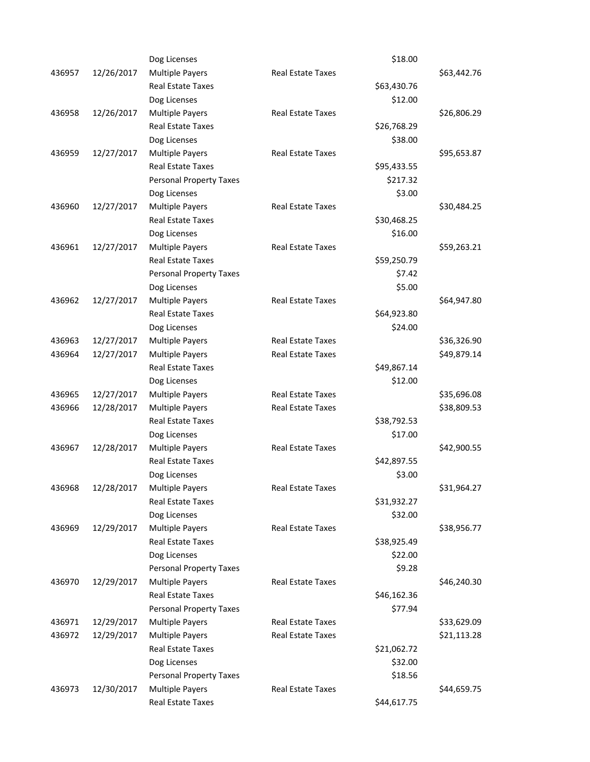| | | | | | |
|---|---|---|---|---|---|
| | | Dog Licenses | | $18.00 | |
| 436957 | 12/26/2017 | Multiple Payers | Real Estate Taxes | | $63,442.76 |
| | | Real Estate Taxes | | $63,430.76 | |
| | | Dog Licenses | | $12.00 | |
| 436958 | 12/26/2017 | Multiple Payers | Real Estate Taxes | | $26,806.29 |
| | | Real Estate Taxes | | $26,768.29 | |
| | | Dog Licenses | | $38.00 | |
| 436959 | 12/27/2017 | Multiple Payers | Real Estate Taxes | | $95,653.87 |
| | | Real Estate Taxes | | $95,433.55 | |
| | | Personal Property Taxes | | $217.32 | |
| | | Dog Licenses | | $3.00 | |
| 436960 | 12/27/2017 | Multiple Payers | Real Estate Taxes | | $30,484.25 |
| | | Real Estate Taxes | | $30,468.25 | |
| | | Dog Licenses | | $16.00 | |
| 436961 | 12/27/2017 | Multiple Payers | Real Estate Taxes | | $59,263.21 |
| | | Real Estate Taxes | | $59,250.79 | |
| | | Personal Property Taxes | | $7.42 | |
| | | Dog Licenses | | $5.00 | |
| 436962 | 12/27/2017 | Multiple Payers | Real Estate Taxes | | $64,947.80 |
| | | Real Estate Taxes | | $64,923.80 | |
| | | Dog Licenses | | $24.00 | |
| 436963 | 12/27/2017 | Multiple Payers | Real Estate Taxes | | $36,326.90 |
| 436964 | 12/27/2017 | Multiple Payers | Real Estate Taxes | | $49,879.14 |
| | | Real Estate Taxes | | $49,867.14 | |
| | | Dog Licenses | | $12.00 | |
| 436965 | 12/27/2017 | Multiple Payers | Real Estate Taxes | | $35,696.08 |
| 436966 | 12/28/2017 | Multiple Payers | Real Estate Taxes | | $38,809.53 |
| | | Real Estate Taxes | | $38,792.53 | |
| | | Dog Licenses | | $17.00 | |
| 436967 | 12/28/2017 | Multiple Payers | Real Estate Taxes | | $42,900.55 |
| | | Real Estate Taxes | | $42,897.55 | |
| | | Dog Licenses | | $3.00 | |
| 436968 | 12/28/2017 | Multiple Payers | Real Estate Taxes | | $31,964.27 |
| | | Real Estate Taxes | | $31,932.27 | |
| | | Dog Licenses | | $32.00 | |
| 436969 | 12/29/2017 | Multiple Payers | Real Estate Taxes | | $38,956.77 |
| | | Real Estate Taxes | | $38,925.49 | |
| | | Dog Licenses | | $22.00 | |
| | | Personal Property Taxes | | $9.28 | |
| 436970 | 12/29/2017 | Multiple Payers | Real Estate Taxes | | $46,240.30 |
| | | Real Estate Taxes | | $46,162.36 | |
| | | Personal Property Taxes | | $77.94 | |
| 436971 | 12/29/2017 | Multiple Payers | Real Estate Taxes | | $33,629.09 |
| 436972 | 12/29/2017 | Multiple Payers | Real Estate Taxes | | $21,113.28 |
| | | Real Estate Taxes | | $21,062.72 | |
| | | Dog Licenses | | $32.00 | |
| | | Personal Property Taxes | | $18.56 | |
| 436973 | 12/30/2017 | Multiple Payers | Real Estate Taxes | | $44,659.75 |
| | | Real Estate Taxes | | $44,617.75 | |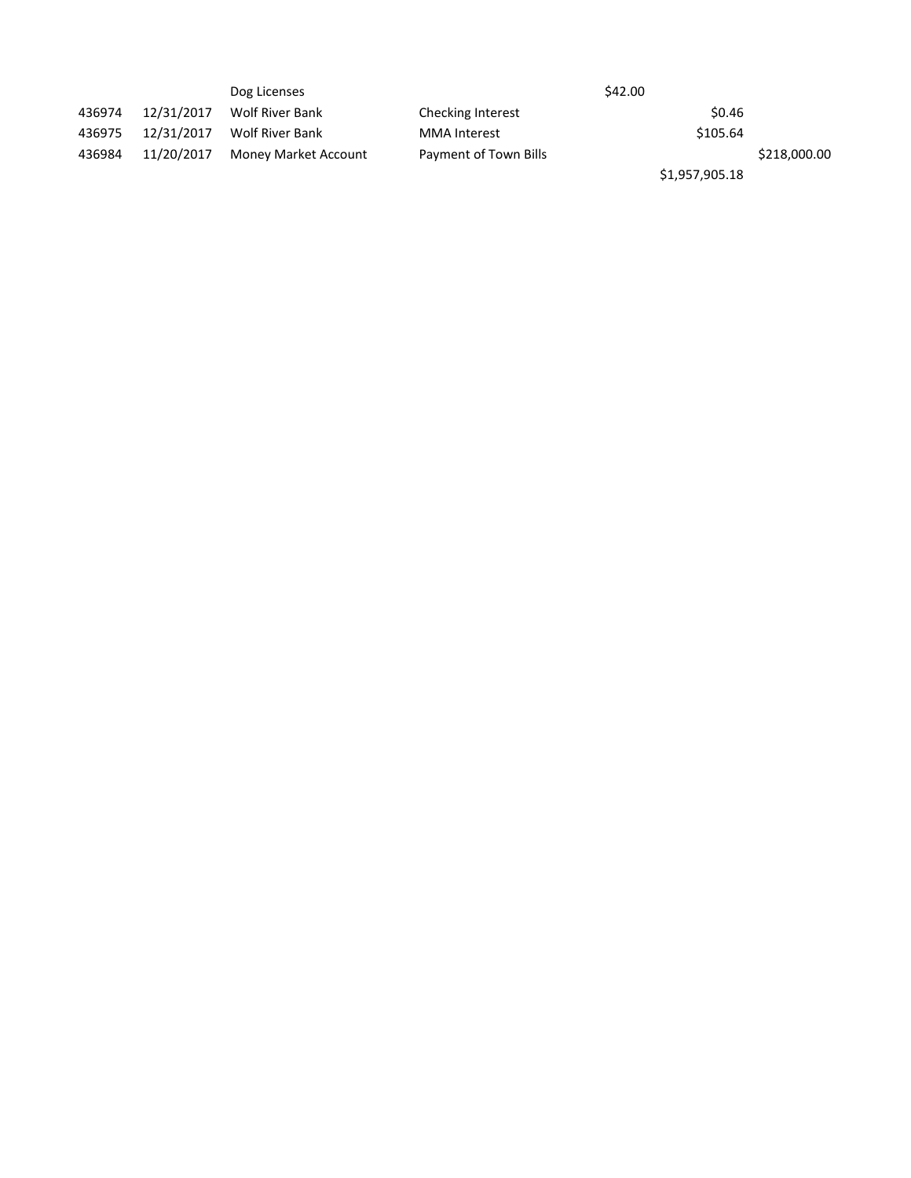| | | | | | | |
|---|---|---|---|---|---|---|
| | | Dog Licenses | | $42.00 | | |
| 436974 | 12/31/2017 | Wolf River Bank | Checking Interest | | $0.46 | |
| 436975 | 12/31/2017 | Wolf River Bank | MMA Interest | | $105.64 | |
| 436984 | 11/20/2017 | Money Market Account | Payment of Town Bills | | | $218,000.00 |
| | | | | | $1,957,905.18 | |